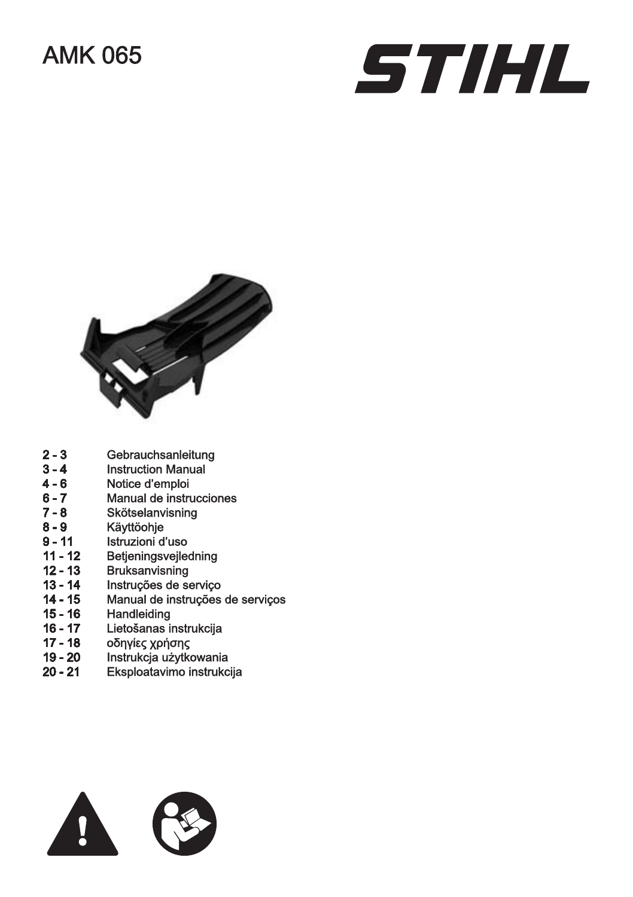# AMK 065

STIHL

| | |
|---|---|
| 2 - 3 | Gebrauchsanleitung |
| 3 - 4 | Instruction Manual |
| 4 - 6 | Notice d'emploi |
| 6 - 7 | Manual de instrucciones |
| 7 - 8 | Skötselanvisning |
| 8 - 9 | Käyttöohje |
| 9 - 11 | Istruzioni d'uso |
| 11 - 12 | Betjeningsvejledning |
| 12 - 13 | Bruksanvisning |
| 13 - 14 | Instruções de serviço |
| 14 - 15 | Manual de instruções de serviços |
| 15 - 16 | Handleiding |
| 16 - 17 | Lietošanas instrukcija |
| 17 - 18 | οδηγίες χρήσης |
| 19 - 20 | Instrukcja użytkowania |
| 20 - 21 | Eksploatavimo instrukcija |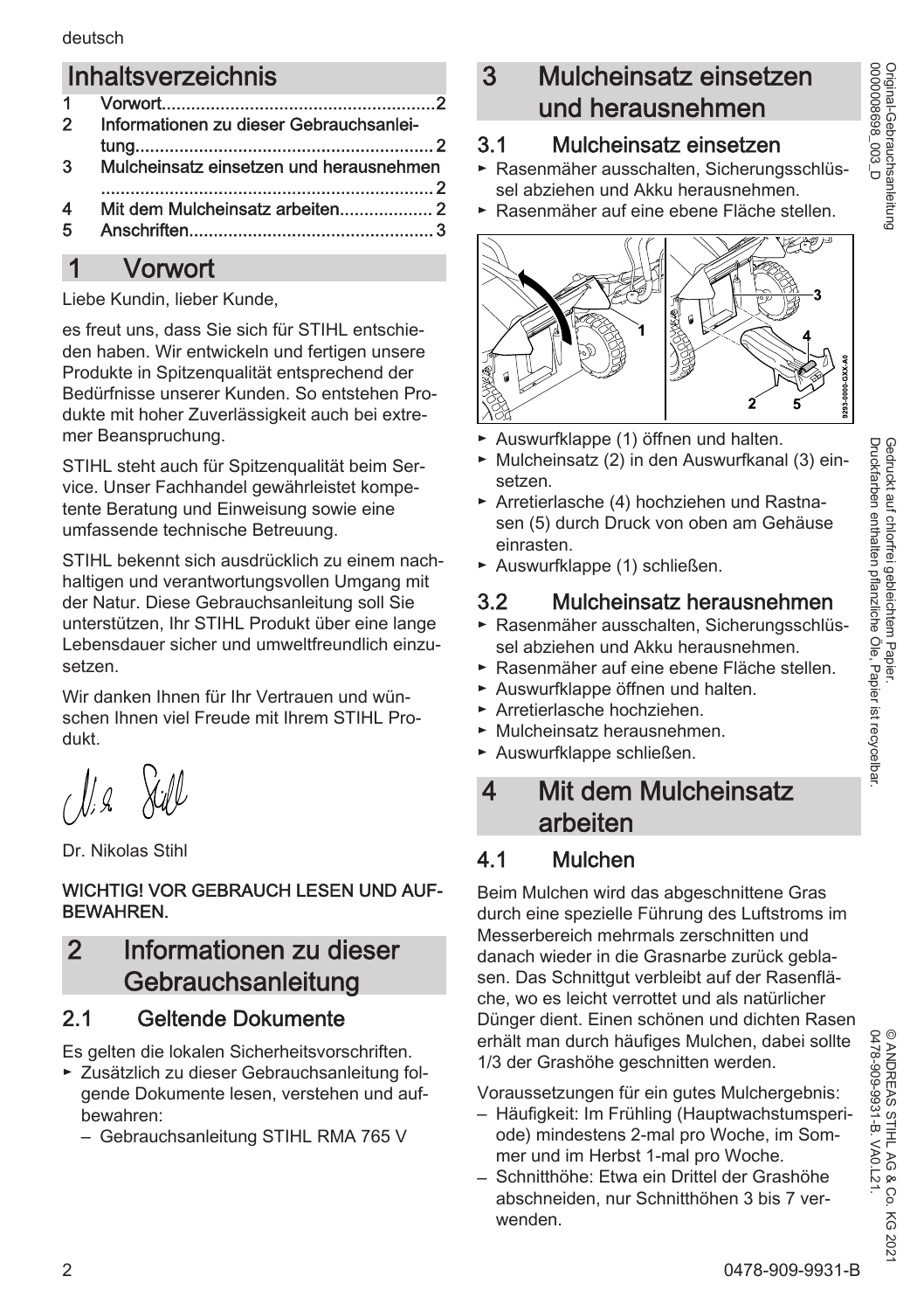# Inhaltsverzeichnis

1 Vorwort....................................................2
2 Informationen zu dieser Gebrauchsanleitung............................................................2
3 Mulcheinsatz einsetzen und herausnehmen ....................................................................2
4 Mit dem Mulcheinsatz arbeiten...................2
5 Anschriften..................................................3

# 1 Vorwort

Liebe Kundin, lieber Kunde,

es freut uns, dass Sie sich für STIHL entschieden haben. Wir entwickeln und fertigen unsere Produkte in Spitzenqualität entsprechend der Bedürfnisse unserer Kunden. So entstehen Produkte mit hoher Zuverlässigkeit auch bei extremer Beanspruchung.

STIHL steht auch für Spitzenqualität beim Service. Unser Fachhandel gewährleistet kompetente Beratung und Einweisung sowie eine umfassende technische Betreuung.

STIHL bekennt sich ausdrücklich zu einem nachhaltigen und verantwortungsvollen Umgang mit der Natur. Diese Gebrauchsanleitung soll Sie unterstützen, Ihr STIHL Produkt über eine lange Lebensdauer sicher und umweltfreundlich einzusetzen.

Wir danken Ihnen für Ihr Vertrauen und wünschen Ihnen viel Freude mit Ihrem STIHL Produkt.

Dr. Nikolas Stihl

**WICHTIG! VOR GEBRAUCH LESEN UND AUFBEWAHREN.**

# 2 Informationen zu dieser Gebrauchsanleitung

## 2.1 Geltende Dokumente

Es gelten die lokalen Sicherheitsvorschriften.

- ► Zusätzlich zu dieser Gebrauchsanleitung folgende Dokumente lesen, verstehen und aufbewahren:
  - – Gebrauchsanleitung STIHL RMA 765 V

# 3 Mulcheinsatz einsetzen und herausnehmen

## 3.1 Mulcheinsatz einsetzen

- ► Rasenmäher ausschalten, Sicherungsschlüssel abziehen und Akku herausnehmen.
- ► Rasenmäher auf eine ebene Fläche stellen.
- ► Auswurfklappe (1) öffnen und halten.
- ► Mulcheinsatz (2) in den Auswurfkanal (3) einsetzen.
- ► Arretierlasche (4) hochziehen und Rastnasen (5) durch Druck von oben am Gehäuse einrasten.
- ► Auswurfklappe (1) schließen.

## 3.2 Mulcheinsatz herausnehmen

- ► Rasenmäher ausschalten, Sicherungsschlüssel abziehen und Akku herausnehmen.
- ► Rasenmäher auf eine ebene Fläche stellen.
- ► Auswurfklappe öffnen und halten.
- ► Arretierlasche hochziehen.
- ► Mulcheinsatz herausnehmen.
- ► Auswurfklappe schließen.

# 4 Mit dem Mulcheinsatz arbeiten

## 4.1 Mulchen

Beim Mulchen wird das abgeschnittene Gras durch eine spezielle Führung des Luftstroms im Messerbereich mehrmals zerschnitten und danach wieder in die Grasnarbe zurück geblasen. Das Schnittgut verbleibt auf der Rasenfläche, wo es leicht verrottet und als natürlicher Dünger dient. Einen schönen und dichten Rasen erhält man durch häufiges Mulchen, dabei sollte 1/3 der Grashöhe geschnitten werden.

Voraussetzungen für ein gutes Mulchergebnis:

- – Häufigkeit: Im Frühling (Hauptwachstumsperiode) mindestens 2-mal pro Woche, im Sommer und im Herbst 1-mal pro Woche.
- – Schnitthöhe: Etwa ein Drittel der Grashöhe abschneiden, nur Schnitthöhen 3 bis 7 verwenden.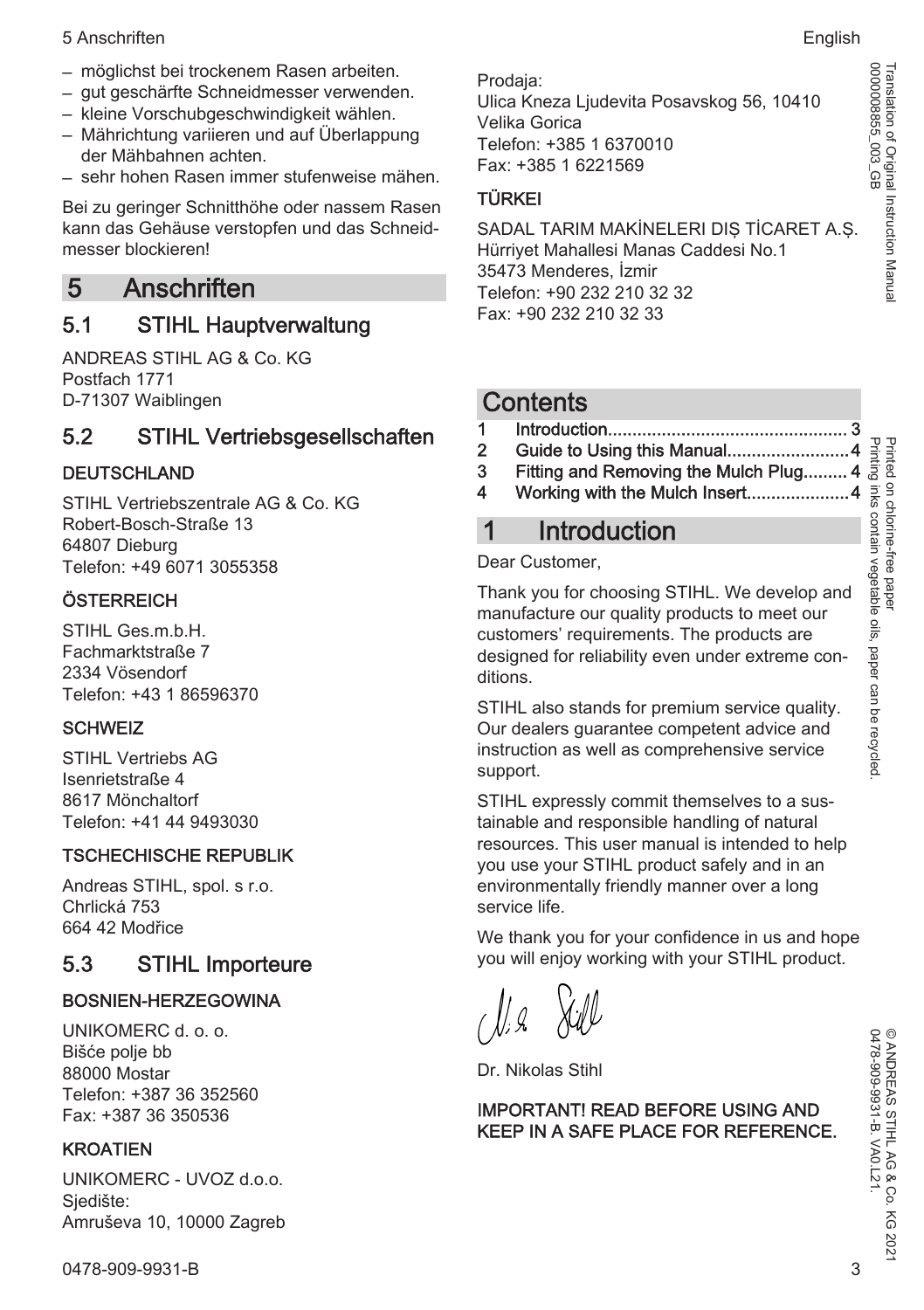– möglichst bei trockenem Rasen arbeiten.
– gut geschärfte Schneidmesser verwenden.
– kleine Vorschubgeschwindigkeit wählen.
– Mährichtung variieren und auf Überlappung der Mähbahnen achten.
– sehr hohen Rasen immer stufenweise mähen.

Bei zu geringer Schnitthöhe oder nassem Rasen kann das Gehäuse verstopfen und das Schneidmesser blockieren!

# 5 Anschriften

## 5.1 STIHL Hauptverwaltung

ANDREAS STIHL AG & Co. KG
Postfach 1771
D-71307 Waiblingen

## 5.2 STIHL Vertriebsgesellschaften

### DEUTSCHLAND

STIHL Vertriebszentrale AG & Co. KG
Robert-Bosch-Straße 13
64807 Dieburg
Telefon: +49 6071 3055358

### ÖSTERREICH

STIHL Ges.m.b.H.
Fachmarktstraße 7
2334 Vösendorf
Telefon: +43 1 86596370

### SCHWEIZ

STIHL Vertriebs AG
Isenrietstraße 4
8617 Mönchaltorf
Telefon: +41 44 9493030

### TSCHECHISCHE REPUBLIK

Andreas STIHL, spol. s r.o.
Chrlická 753
664 42 Modřice

## 5.3 STIHL Importeure

### BOSNIEN-HERZEGOWINA

UNIKOMERC d. o. o.
Bišće polje bb
88000 Mostar
Telefon: +387 36 352560
Fax: +387 36 350536

### KROATIEN

UNIKOMERC - UVOZ d.o.o.
Sjedište:
Amruševa 10, 10000 Zagreb

Prodaja:
Ulica Kneza Ljudevita Posavskog 56, 10410 Velika Gorica
Telefon: +385 1 6370010
Fax: +385 1 6221569

### TÜRKEI

SADAL TARIM MAKİNELERI DIŞ TİCARET A.Ş.
Hürriyet Mahallesi Manas Caddesi No.1
35473 Menderes, İzmir
Telefon: +90 232 210 32 32
Fax: +90 232 210 32 33

Translation of Original Instruction Manual
0000008855_003_GB

# Contents

1 Introduction................................................ 3
2 Guide to Using this Manual......................... 4
3 Fitting and Removing the Mulch Plug......... 4
4 Working with the Mulch Insert..................... 4

# 1 Introduction

Dear Customer,

Thank you for choosing STIHL. We develop and manufacture our quality products to meet our customers' requirements. The products are designed for reliability even under extreme conditions.

STIHL also stands for premium service quality. Our dealers guarantee competent advice and instruction as well as comprehensive service support.

STIHL expressly commit themselves to a sustainable and responsible handling of natural resources. This user manual is intended to help you use your STIHL product safely and in an environmentally friendly manner over a long service life.

We thank you for your confidence in us and hope you will enjoy working with your STIHL product.

Dr. Nikolas Stihl

**IMPORTANT! READ BEFORE USING AND KEEP IN A SAFE PLACE FOR REFERENCE.**

Printed on chlorine-free paper
Printing inks contain vegetable oils, paper can be recycled.

© ANDREAS STIHL AG & Co. KG 2021
0478-909-9931-B. VA0.L21.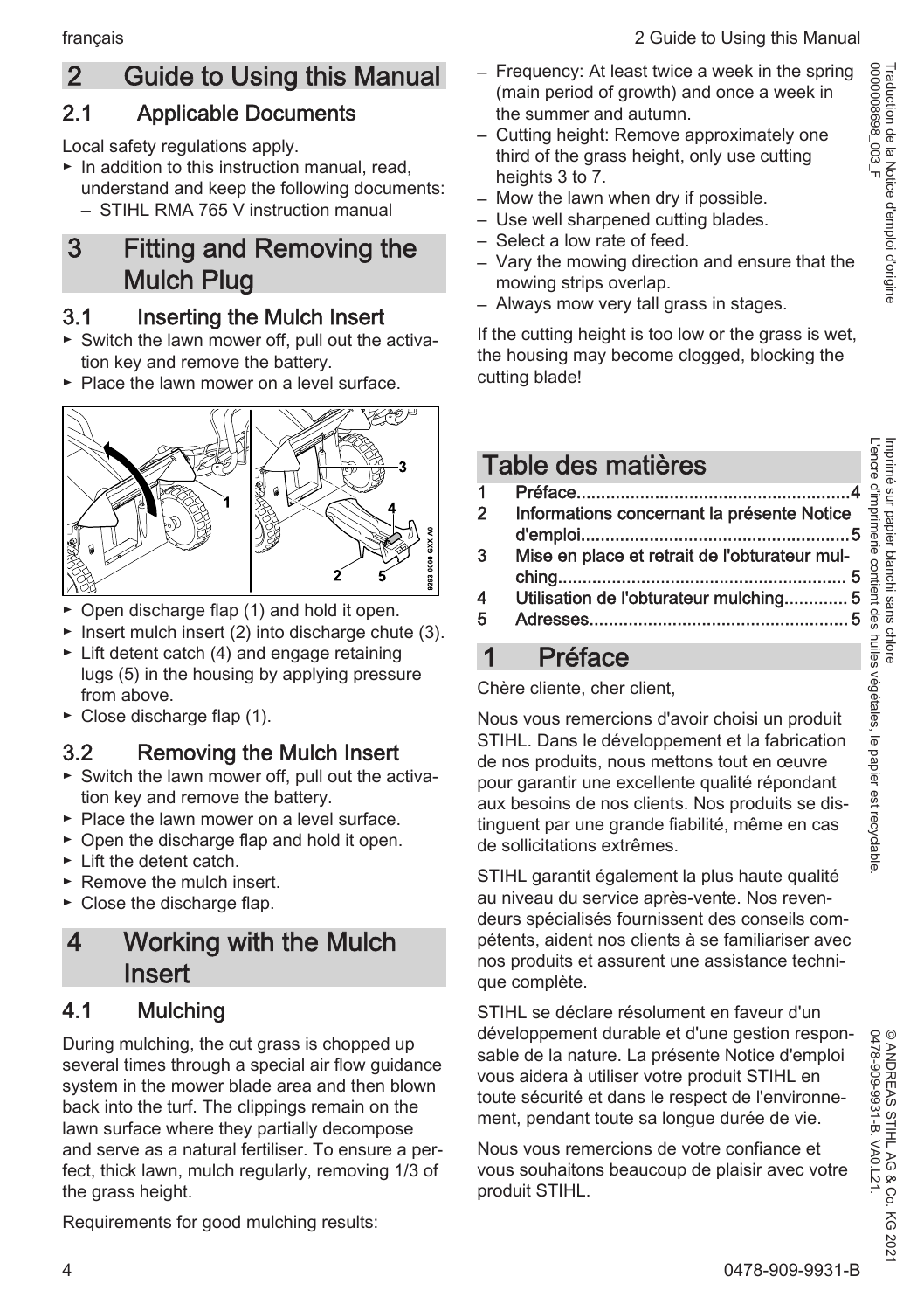## 2 Guide to Using this Manual

### 2.1 Applicable Documents

Local safety regulations apply.

► In addition to this instruction manual, read, understand and keep the following documents:
  – STIHL RMA 765 V instruction manual

## 3 Fitting and Removing the Mulch Plug

### 3.1 Inserting the Mulch Insert

► Switch the lawn mower off, pull out the activation key and remove the battery.
► Place the lawn mower on a level surface.

► Open discharge flap (1) and hold it open.
► Insert mulch insert (2) into discharge chute (3).
► Lift detent catch (4) and engage retaining lugs (5) in the housing by applying pressure from above.
► Close discharge flap (1).

### 3.2 Removing the Mulch Insert

► Switch the lawn mower off, pull out the activation key and remove the battery.
► Place the lawn mower on a level surface.
► Open the discharge flap and hold it open.
► Lift the detent catch.
► Remove the mulch insert.
► Close the discharge flap.

## 4 Working with the Mulch Insert

### 4.1 Mulching

During mulching, the cut grass is chopped up several times through a special air flow guidance system in the mower blade area and then blown back into the turf. The clippings remain on the lawn surface where they partially decompose and serve as a natural fertiliser. To ensure a perfect, thick lawn, mulch regularly, removing 1/3 of the grass height.

Requirements for good mulching results:

– Frequency: At least twice a week in the spring (main period of growth) and once a week in the summer and autumn.
– Cutting height: Remove approximately one third of the grass height, only use cutting heights 3 to 7.
– Mow the lawn when dry if possible.
– Use well sharpened cutting blades.
– Select a low rate of feed.
– Vary the mowing direction and ensure that the mowing strips overlap.
– Always mow very tall grass in stages.

If the cutting height is too low or the grass is wet, the housing may become clogged, blocking the cutting blade!

Traduction de la Notice d'emploi d'origine
0000008698_003_F

# Table des matières

**1 Préface........................................................4**
**2 Informations concernant la présente Notice d'emploi......................................................5**
**3 Mise en place et retrait de l'obturateur mulching.......................................................... 5**
**4 Utilisation de l'obturateur mulching............. 5**
**5 Adresses..................................................... 5**

## 1 Préface

Chère cliente, cher client,

Nous vous remercions d'avoir choisi un produit STIHL. Dans le développement et la fabrication de nos produits, nous mettons tout en œuvre pour garantir une excellente qualité répondant aux besoins de nos clients. Nos produits se distinguent par une grande fiabilité, même en cas de sollicitations extrêmes.

STIHL garantit également la plus haute qualité au niveau du service après-vente. Nos revendeurs spécialisés fournissent des conseils compétents, aident nos clients à se familiariser avec nos produits et assurent une assistance technique complète.

STIHL se déclare résolument en faveur d'un développement durable et d'une gestion responsable de la nature. La présente Notice d'emploi vous aidera à utiliser votre produit STIHL en toute sécurité et dans le respect de l'environnement, pendant toute sa longue durée de vie.

Nous vous remercions de votre confiance et vous souhaitons beaucoup de plaisir avec votre produit STIHL.

Imprimé sur papier blanchi sans chlore
L'encre d'imprimerie contient des huiles végétales, le papier est recyclable.

© ANDREAS STIHL AG & Co. KG 2021
0478-909-9931-B. VA0.L21.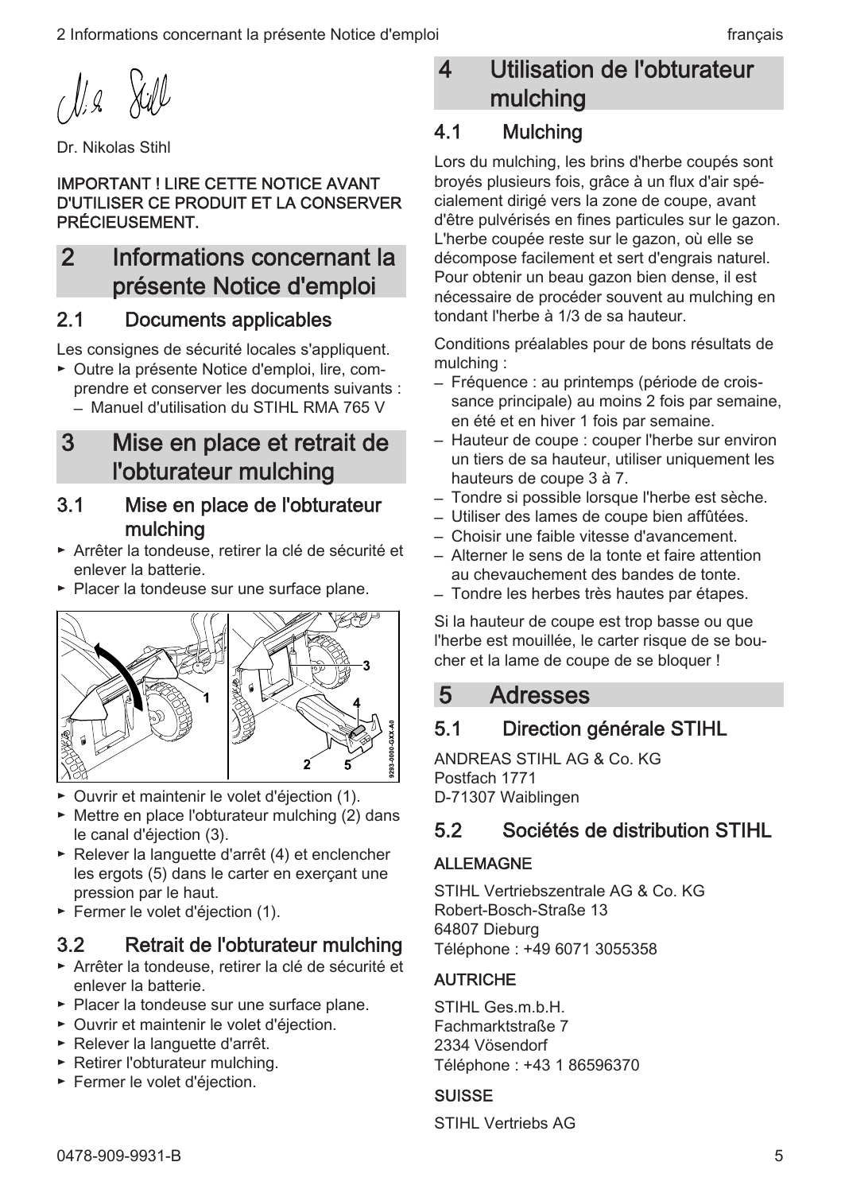Dr. Nikolas Stihl

**IMPORTANT ! LIRE CETTE NOTICE AVANT D'UTILISER CE PRODUIT ET LA CONSERVER PRÉCIEUSEMENT.**

# 2 Informations concernant la présente Notice d'emploi

## 2.1 Documents applicables

Les consignes de sécurité locales s'appliquent.

- ► Outre la présente Notice d'emploi, lire, comprendre et conserver les documents suivants :
  - – Manuel d'utilisation du STIHL RMA 765 V

# 3 Mise en place et retrait de l'obturateur mulching

## 3.1 Mise en place de l'obturateur mulching

- ► Arrêter la tondeuse, retirer la clé de sécurité et enlever la batterie.
- ► Placer la tondeuse sur une surface plane.

- ► Ouvrir et maintenir le volet d'éjection (1).
- ► Mettre en place l'obturateur mulching (2) dans le canal d'éjection (3).
- ► Relever la languette d'arrêt (4) et enclencher les ergots (5) dans le carter en exerçant une pression par le haut.
- ► Fermer le volet d'éjection (1).

## 3.2 Retrait de l'obturateur mulching

- ► Arrêter la tondeuse, retirer la clé de sécurité et enlever la batterie.
- ► Placer la tondeuse sur une surface plane.
- ► Ouvrir et maintenir le volet d'éjection.
- ► Relever la languette d'arrêt.
- ► Retirer l'obturateur mulching.
- ► Fermer le volet d'éjection.

# 4 Utilisation de l'obturateur mulching

## 4.1 Mulching

Lors du mulching, les brins d'herbe coupés sont broyés plusieurs fois, grâce à un flux d'air spécialement dirigé vers la zone de coupe, avant d'être pulvérisés en fines particules sur le gazon. L'herbe coupée reste sur le gazon, où elle se décompose facilement et sert d'engrais naturel. Pour obtenir un beau gazon bien dense, il est nécessaire de procéder souvent au mulching en tondant l'herbe à 1/3 de sa hauteur.

Conditions préalables pour de bons résultats de mulching :

- – Fréquence : au printemps (période de croissance principale) au moins 2 fois par semaine, en été et en hiver 1 fois par semaine.
- – Hauteur de coupe : couper l'herbe sur environ un tiers de sa hauteur, utiliser uniquement les hauteurs de coupe 3 à 7.
- – Tondre si possible lorsque l'herbe est sèche.
- – Utiliser des lames de coupe bien affûtées.
- – Choisir une faible vitesse d'avancement.
- – Alterner le sens de la tonte et faire attention au chevauchement des bandes de tonte.
- – Tondre les herbes très hautes par étapes.

Si la hauteur de coupe est trop basse ou que l'herbe est mouillée, le carter risque de se boucher et la lame de coupe de se bloquer !

# 5 Adresses

## 5.1 Direction générale STIHL

ANDREAS STIHL AG & Co. KG
Postfach 1771
D-71307 Waiblingen

## 5.2 Sociétés de distribution STIHL

**ALLEMAGNE**

STIHL Vertriebszentrale AG & Co. KG
Robert-Bosch-Straße 13
64807 Dieburg
Téléphone : +49 6071 3055358

**AUTRICHE**

STIHL Ges.m.b.H.
Fachmarktstraße 7
2334 Vösendorf
Téléphone : +43 1 86596370

**SUISSE**

STIHL Vertriebs AG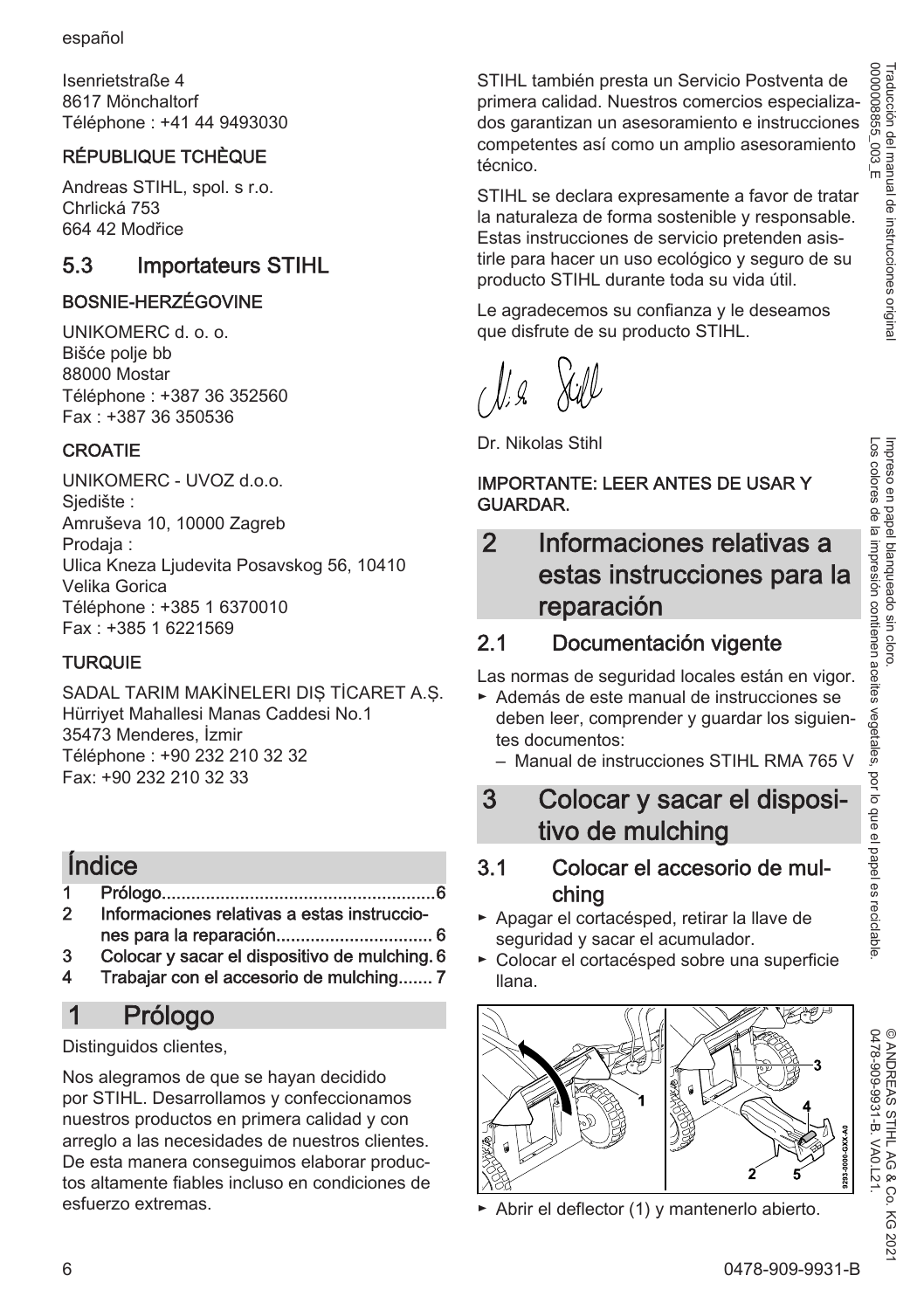Isenrietstraße 4
8617 Mönchaltorf
Téléphone : +41 44 9493030

**RÉPUBLIQUE TCHÈQUE**

Andreas STIHL, spol. s r.o.
Chrlická 753
664 42 Modřice

## 5.3 Importateurs STIHL

**BOSNIE-HERZÉGOVINE**

UNIKOMERC d. o. o.
Bišće polje bb
88000 Mostar
Téléphone : +387 36 352560
Fax : +387 36 350536

**CROATIE**

UNIKOMERC - UVOZ d.o.o.
Sjedište :
Amruševa 10, 10000 Zagreb
Prodaja :
Ulica Kneza Ljudevita Posavskog 56, 10410
Velika Gorica
Téléphone : +385 1 6370010
Fax : +385 1 6221569

**TURQUIE**

SADAL TARIM MAKİNELERI DIŞ TİCARET A.Ş.
Hürriyet Mahallesi Manas Caddesi No.1
35473 Menderes, İzmir
Téléphone : +90 232 210 32 32
Fax: +90 232 210 32 33

# Índice

1 Prólogo....................................................6
2 Informaciones relativas a estas instrucciones para la reparación................................ 6
3 Colocar y sacar el dispositivo de mulching. 6
4 Trabajar con el accesorio de mulching....... 7

# 1 Prólogo

Distinguidos clientes,

Nos alegramos de que se hayan decidido por STIHL. Desarrollamos y confeccionamos nuestros productos en primera calidad y con arreglo a las necesidades de nuestros clientes. De esta manera conseguimos elaborar productos altamente fiables incluso en condiciones de esfuerzo extremas.

STIHL también presta un Servicio Postventa de primera calidad. Nuestros comercios especializados garantizan un asesoramiento e instrucciones competentes así como un amplio asesoramiento técnico.

STIHL se declara expresamente a favor de tratar la naturaleza de forma sostenible y responsable. Estas instrucciones de servicio pretenden asistirle para hacer un uso ecológico y seguro de su producto STIHL durante toda su vida útil.

Le agradecemos su confianza y le deseamos que disfrute de su producto STIHL.

Dr. Nikolas Stihl

**IMPORTANTE: LEER ANTES DE USAR Y GUARDAR.**

# 2 Informaciones relativas a estas instrucciones para la reparación

## 2.1 Documentación vigente

Las normas de seguridad locales están en vigor.

- Además de este manual de instrucciones se deben leer, comprender y guardar los siguientes documentos:
  - Manual de instrucciones STIHL RMA 765 V

# 3 Colocar y sacar el dispositivo de mulching

## 3.1 Colocar el accesorio de mulching

- Apagar el cortacésped, retirar la llave de seguridad y sacar el acumulador.
- Colocar el cortacésped sobre una superficie llana.

- Abrir el deflector (1) y mantenerlo abierto.

Traducción del manual de instrucciones original
0000008855_003_E

Impreso en papel blanqueado sin cloro.
Los colores de la impresión contienen aceites vegetales, por lo que el papel es reciclable.

© ANDREAS STIHL AG & Co. KG 2021
0478-909-9931-B. VA0.L21.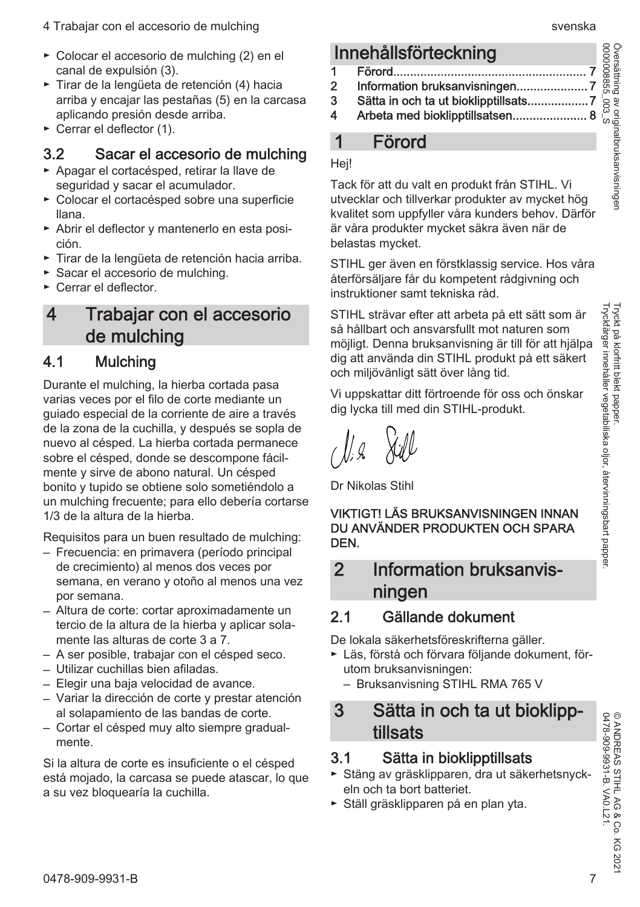- Colocar el accesorio de mulching (2) en el canal de expulsión (3).
- Tirar de la lengüeta de retención (4) hacia arriba y encajar las pestañas (5) en la carcasa aplicando presión desde arriba.
- Cerrar el deflector (1).

## 3.2 Sacar el accesorio de mulching

- Apagar el cortacésped, retirar la llave de seguridad y sacar el acumulador.
- Colocar el cortacésped sobre una superficie llana.
- Abrir el deflector y mantenerlo en esta posición.
- Tirar de la lengüeta de retención hacia arriba.
- Sacar el accesorio de mulching.
- Cerrar el deflector.

# 4 Trabajar con el accesorio de mulching

## 4.1 Mulching

Durante el mulching, la hierba cortada pasa varias veces por el filo de corte mediante un guiado especial de la corriente de aire a través de la zona de la cuchilla, y después se sopla de nuevo al césped. La hierba cortada permanece sobre el césped, donde se descompone fácilmente y sirve de abono natural. Un césped bonito y tupido se obtiene solo sometiéndolo a un mulching frecuente; para ello debería cortarse 1/3 de la altura de la hierba.

Requisitos para un buen resultado de mulching:

- Frecuencia: en primavera (período principal de crecimiento) al menos dos veces por semana, en verano y otoño al menos una vez por semana.
- Altura de corte: cortar aproximadamente un tercio de la altura de la hierba y aplicar solamente las alturas de corte 3 a 7.
- A ser posible, trabajar con el césped seco.
- Utilizar cuchillas bien afiladas.
- Elegir una baja velocidad de avance.
- Variar la dirección de corte y prestar atención al solapamiento de las bandas de corte.
- Cortar el césped muy alto siempre gradualmente.

Si la altura de corte es insuficiente o el césped está mojado, la carcasa se puede atascar, lo que a su vez bloquearía la cuchilla.

# Innehållsförteckning

1 Förord ........ 7
2 Information bruksanvisningen ........ 7
3 Sätta in och ta ut bioklipptillsats ........ 7
4 Arbeta med bioklipptillsatsen ........ 8

# 1 Förord

Hej!

Tack för att du valt en produkt från STIHL. Vi utvecklar och tillverkar produkter av mycket hög kvalitet som uppfyller våra kunders behov. Därför är våra produkter mycket säkra även när de belastas mycket.

STIHL ger även en förstklassig service. Hos våra återförsäljare får du kompetent rådgivning och instruktioner samt tekniska råd.

STIHL strävar efter att arbeta på ett sätt som är så hållbart och ansvarsfullt mot naturen som möjligt. Denna bruksanvisning är till för att hjälpa dig att använda din STIHL produkt på ett säkert och miljövänligt sätt över lång tid.

Vi uppskattar ditt förtroende för oss och önskar dig lycka till med din STIHL-produkt.

Dr Nikolas Stihl

**VIKTIGT! LÄS BRUKSANVISNINGEN INNAN DU ANVÄNDER PRODUKTEN OCH SPARA DEN.**

# 2 Information bruksanvisningen

## 2.1 Gällande dokument

De lokala säkerhetsföreskrifterna gäller.

- Läs, förstå och förvara följande dokument, förutom bruksanvisningen:
  - Bruksanvisning STIHL RMA 765 V

# 3 Sätta in och ta ut bioklipptillsats

## 3.1 Sätta in bioklipptillsats

- Stäng av gräsklipparen, dra ut säkerhetsnyckeln och ta bort batteriet.
- Ställ gräsklipparen på en plan yta.

Översättning av originalbruksanvisningen 0000008855_003_S

Tryckt på klorfritt blekt papper. Tryckfärger innehåller vegetabiliska oljor, återvinningsbart papper.

© ANDREAS STIHL AG & Co. KG 2021 0478-909-9931-B. VA0.L21.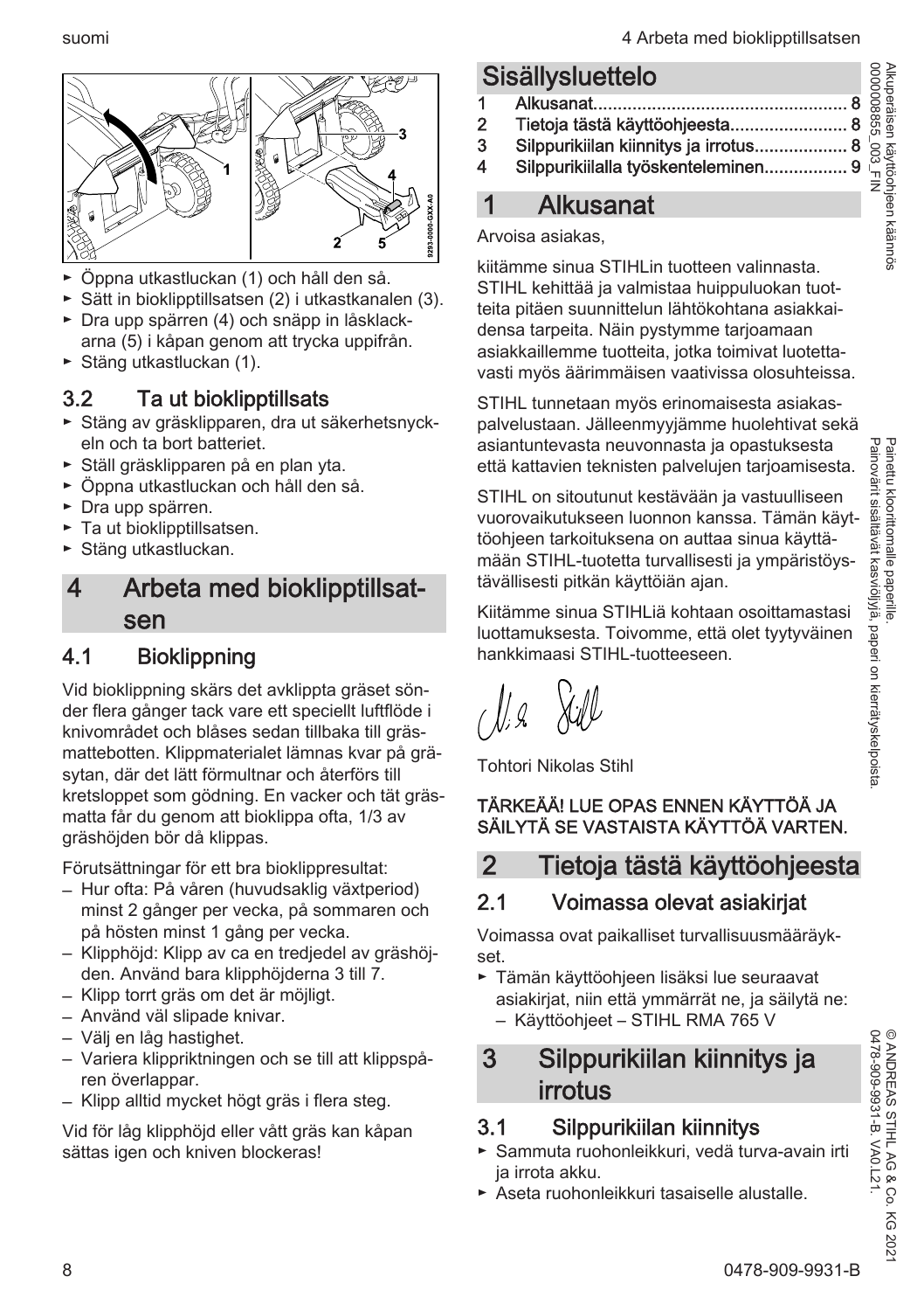- Öppna utkastluckan (1) och håll den så.
- Sätt in bioklipptillsatsen (2) i utkastkanalen (3).
- Dra upp spärren (4) och snäpp in låsklackarna (5) i kåpan genom att trycka uppifrån.
- Stäng utkastluckan (1).

### 3.2 Ta ut bioklipptillsats

- Stäng av gräsklipparen, dra ut säkerhetsnyckeln och ta bort batteriet.
- Ställ gräsklipparen på en plan yta.
- Öppna utkastluckan och håll den så.
- Dra upp spärren.
- Ta ut bioklipptillsatsen.
- Stäng utkastluckan.

## 4 Arbeta med bioklipptillsatsen

### 4.1 Bioklippning

Vid bioklippning skärs det avklippta gräset sönder flera gånger tack vare ett speciellt luftflöde i knivområdet och blåses sedan tillbaka till gräsmattebotten. Klippmaterialet lämnas kvar på gräsytan, där det lätt förmultnar och återförs till kretsloppet som gödning. En vacker och tät gräsmatta får du genom att bioklippa ofta, 1/3 av gräshöjden bör då klippas.

Förutsättningar för ett bra bioklippresultat:

- Hur ofta: På våren (huvudsaklig växtperiod) minst 2 gånger per vecka, på sommaren och på hösten minst 1 gång per vecka.
- Klipphöjd: Klipp av ca en tredjedel av gräshöjden. Använd bara klipphöjderna 3 till 7.
- Klipp torrt gräs om det är möjligt.
- Använd väl slipade knivar.
- Välj en låg hastighet.
- Variera klippriktningen och se till att klippspåren överlappar.
- Klipp alltid mycket högt gräs i flera steg.

Vid för låg klipphöjd eller vått gräs kan kåpan sättas igen och kniven blockeras!

# Sisällysluettelo

1 Alkusanat .................................................. 8
2 Tietoja tästä käyttöohjeesta ........................ 8
3 Silppurikiilan kiinnitys ja irrotus .................. 8
4 Silppurikiilalla työskenteleminen ................. 9

## 1 Alkusanat

Arvoisa asiakas,

kiitämme sinua STIHLin tuotteen valinnasta. STIHL kehittää ja valmistaa huippuluokan tuotteita pitäen suunnittelun lähtökohtana asiakkaidensa tarpeita. Näin pystymme tarjoamaan asiakkaillemme tuotteita, jotka toimivat luotettavasti myös äärimmäisen vaativissa olosuhteissa.

STIHL tunnetaan myös erinomaisesta asiakaspalvelustaan. Jälleenmyyjämme huolehtivat sekä asiantuntevasta neuvonnasta ja opastuksesta että kattavien teknisten palvelujen tarjoamisesta.

STIHL on sitoutunut kestävään ja vastuulliseen vuorovaikutukseen luonnon kanssa. Tämän käyttöohjeen tarkoituksena on auttaa sinua käyttämään STIHL-tuotetta turvallisesti ja ympäristöystävällisesti pitkän käyttöiän ajan.

Kiitämme sinua STIHLiä kohtaan osoittamastasi luottamuksesta. Toivomme, että olet tyytyväinen hankkimaasi STIHL-tuotteeseen.

Tohtori Nikolas Stihl

**TÄRKEÄÄ! LUE OPAS ENNEN KÄYTTÖÄ JA SÄILYTÄ SE VASTAISTA KÄYTTÖÄ VARTEN.**

## 2 Tietoja tästä käyttöohjeesta

### 2.1 Voimassa olevat asiakirjat

Voimassa ovat paikalliset turvallisuusmääräykset.

- Tämän käyttöohjeen lisäksi lue seuraavat asiakirjat, niin että ymmärrät ne, ja säilytä ne:
  - Käyttöohjeet – STIHL RMA 765 V

## 3 Silppurikiilan kiinnitys ja irrotus

### 3.1 Silppurikiilan kiinnitys

- Sammuta ruohonleikkuri, vedä turva-avain irti ja irrota akku.
- Aseta ruohonleikkuri tasaiselle alustalle.

Alkuperäisen käyttöohjeen käännös
0000008855_003_FIN

Painettu kloorittomalle paperille.
Painovärit sisältävät kasviöljyjä, paperi on kierrätyskelpoista.

© ANDREAS STIHL AG & Co. KG 2021
0478-909-9931-B. VA0.L21.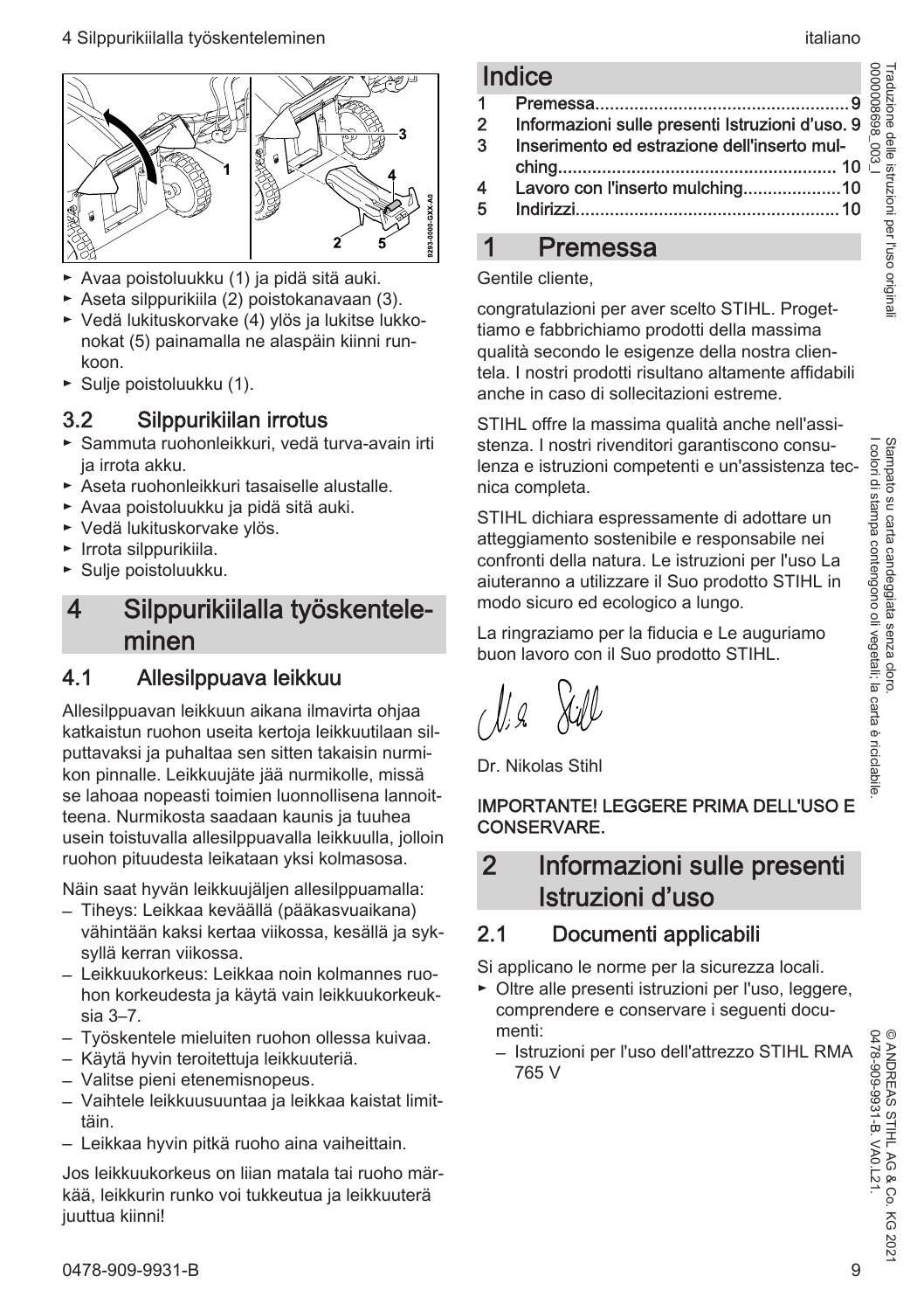- Avaa poistoluukku (1) ja pidä sitä auki.
- Aseta silppurikiila (2) poistokanavaan (3).
- Vedä lukituskorvake (4) ylös ja lukitse lukkonokat (5) painamalla ne alaspäin kiinni runkoon.
- Sulje poistoluukku (1).

## 3.2 Silppurikiilan irrotus

- Sammuta ruohonleikkuri, vedä turva-avain irti ja irrota akku.
- Aseta ruohonleikkuri tasaiselle alustalle.
- Avaa poistoluukku ja pidä sitä auki.
- Vedä lukituskorvake ylös.
- Irrota silppurikiila.
- Sulje poistoluukku.

# 4 Silppurikiilalla työskenteleminen

## 4.1 Allesilppuava leikkuu

Allesilppuavan leikkuun aikana ilmavirta ohjaa katkaistun ruohon useita kertoja leikkuutilaan silputtavaksi ja puhaltaa sen sitten takaisin nurmikon pinnalle. Leikkuujäte jää nurmikolle, missä se lahoaa nopeasti toimien luonnollisena lannoitteena. Nurmikosta saadaan kaunis ja tuuhea usein toistuvalla allesilppuavalla leikkuulla, jolloin ruohon pituudesta leikataan yksi kolmasosa.

Näin saat hyvän leikkuujäljen allesilppuamalla:

– Tiheys: Leikkaa keväällä (pääkasvuaikana) vähintään kaksi kertaa viikossa, kesällä ja syksyllä kerran viikossa.
– Leikkuukorkeus: Leikkaa noin kolmannes ruohon korkeudesta ja käytä vain leikkuukorkeuksia 3–7.
– Työskentele mieluiten ruohon ollessa kuivaa.
– Käytä hyvin teroitettuja leikkuuteriä.
– Valitse pieni etenemisnopeus.
– Vaihtele leikkuusuuntaa ja leikkaa kaistat limittäin.
– Leikkaa hyvin pitkä ruoho aina vaiheittain.

Jos leikkuukorkeus on liian matala tai ruoho märkää, leikkurin runko voi tukkeutua ja leikkuuterä juuttua kiinni!

# Indice

1 Premessa...9
2 Informazioni sulle presenti Istruzioni d'uso. 9
3 Inserimento ed estrazione dell'inserto mulching... 10
4 Lavoro con l'inserto mulching...10
5 Indirizzi...10

# 1 Premessa

Gentile cliente,

congratulazioni per aver scelto STIHL. Progettiamo e fabbrichiamo prodotti della massima qualità secondo le esigenze della nostra clientela. I nostri prodotti risultano altamente affidabili anche in caso di sollecitazioni estreme.

STIHL offre la massima qualità anche nell'assistenza. I nostri rivenditori garantiscono consulenza e istruzioni competenti e un'assistenza tecnica completa.

STIHL dichiara espressamente di adottare un atteggiamento sostenibile e responsabile nei confronti della natura. Le istruzioni per l'uso La aiuteranno a utilizzare il Suo prodotto STIHL in modo sicuro ed ecologico a lungo.

La ringraziamo per la fiducia e Le auguriamo buon lavoro con il Suo prodotto STIHL.

Dr. Nikolas Stihl

**IMPORTANTE! LEGGERE PRIMA DELL'USO E CONSERVARE.**

# 2 Informazioni sulle presenti Istruzioni d'uso

## 2.1 Documenti applicabili

Si applicano le norme per la sicurezza locali.

- Oltre alle presenti istruzioni per l'uso, leggere, comprendere e conservare i seguenti documenti:
  – Istruzioni per l'uso dell'attrezzo STIHL RMA 765 V

Traduzione delle istruzioni per l'uso originali
0000008698_003_I

Stampato su carta candeggiata senza cloro.
I colori di stampa contengono oli vegetali; la carta è riciclabile.

© ANDREAS STIHL AG & Co. KG 2021
0478-909-9931-B. VA0.L21.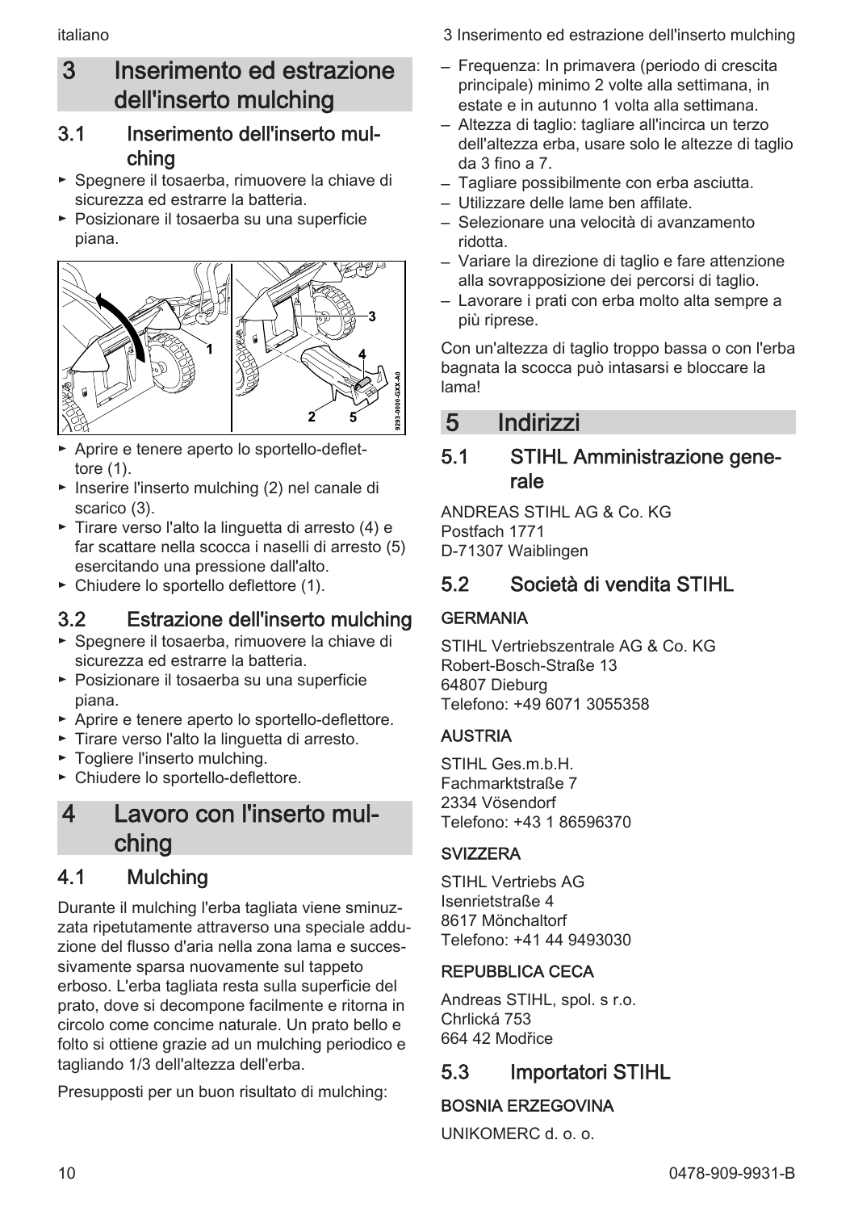# 3 Inserimento ed estrazione dell'inserto mulching

## 3.1 Inserimento dell'inserto mulching

- Spegnere il tosaerba, rimuovere la chiave di sicurezza ed estrarre la batteria.
- Posizionare il tosaerba su una superficie piana.

- Aprire e tenere aperto lo sportello-deflettore (1).
- Inserire l'inserto mulching (2) nel canale di scarico (3).
- Tirare verso l'alto la linguetta di arresto (4) e far scattare nella scocca i naselli di arresto (5) esercitando una pressione dall'alto.
- Chiudere lo sportello deflettore (1).

## 3.2 Estrazione dell'inserto mulching

- Spegnere il tosaerba, rimuovere la chiave di sicurezza ed estrarre la batteria.
- Posizionare il tosaerba su una superficie piana.
- Aprire e tenere aperto lo sportello-deflettore.
- Tirare verso l'alto la linguetta di arresto.
- Togliere l'inserto mulching.
- Chiudere lo sportello-deflettore.

# 4 Lavoro con l'inserto mulching

## 4.1 Mulching

Durante il mulching l'erba tagliata viene sminuzzata ripetutamente attraverso una speciale adduzione del flusso d'aria nella zona lama e successivamente sparsa nuovamente sul tappeto erboso. L'erba tagliata resta sulla superficie del prato, dove si decompone facilmente e ritorna in circolo come concime naturale. Un prato bello e folto si ottiene grazie ad un mulching periodico e tagliando 1/3 dell'altezza dell'erba.

Presupposti per un buon risultato di mulching:

- Frequenza: In primavera (periodo di crescita principale) minimo 2 volte alla settimana, in estate e in autunno 1 volta alla settimana.
- Altezza di taglio: tagliare all'incirca un terzo dell'altezza erba, usare solo le altezze di taglio da 3 fino a 7.
- Tagliare possibilmente con erba asciutta.
- Utilizzare delle lame ben affilate.
- Selezionare una velocità di avanzamento ridotta.
- Variare la direzione di taglio e fare attenzione alla sovrapposizione dei percorsi di taglio.
- Lavorare i prati con erba molto alta sempre a più riprese.

Con un'altezza di taglio troppo bassa o con l'erba bagnata la scocca può intasarsi e bloccare la lama!

# 5 Indirizzi

## 5.1 STIHL Amministrazione generale

ANDREAS STIHL AG & Co. KG
Postfach 1771
D-71307 Waiblingen

## 5.2 Società di vendita STIHL

### GERMANIA

STIHL Vertriebszentrale AG & Co. KG
Robert-Bosch-Straße 13
64807 Dieburg
Telefono: +49 6071 3055358

### AUSTRIA

STIHL Ges.m.b.H.
Fachmarktstraße 7
2334 Vösendorf
Telefono: +43 1 86596370

### SVIZZERA

STIHL Vertriebs AG
Isenrietstraße 4
8617 Mönchaltorf
Telefono: +41 44 9493030

### REPUBBLICA CECA

Andreas STIHL, spol. s r.o.
Chrlická 753
664 42 Modřice

## 5.3 Importatori STIHL

### BOSNIA ERZEGOVINA

UNIKOMERC d. o. o.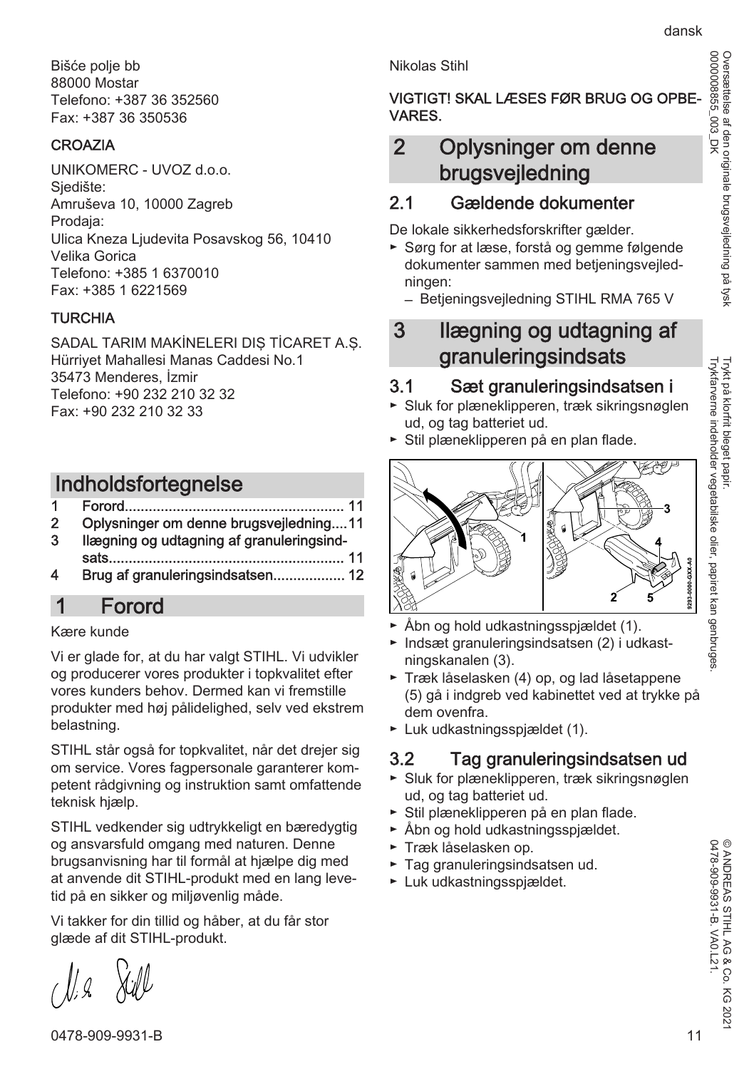Bišće polje bb
88000 Mostar
Telefono: +387 36 352560
Fax: +387 36 350536

**CROAZIA**

UNIKOMERC - UVOZ d.o.o.
Sjedište:
Amruševa 10, 10000 Zagreb
Prodaja:
Ulica Kneza Ljudevita Posavskog 56, 10410
Velika Gorica
Telefono: +385 1 6370010
Fax: +385 1 6221569

**TURCHIA**

SADAL TARIM MAKİNELERI DIŞ TİCARET A.Ş.
Hürriyet Mahallesi Manas Caddesi No.1
35473 Menderes, İzmir
Telefono: +90 232 210 32 32
Fax: +90 232 210 32 33

# Indholdsfortegnelse

1 Forord...................................................... 11
2 Oplysninger om denne brugsvejledning....11
3 Ilægning og udtagning af granuleringsindsats.......................................................... 11
4 Brug af granuleringsindsatsen.................. 12

# 1 Forord

Kære kunde

Vi er glade for, at du har valgt STIHL. Vi udvikler og producerer vores produkter i topkvalitet efter vores kunders behov. Dermed kan vi fremstille produkter med høj pålidelighed, selv ved ekstrem belastning.

STIHL står også for topkvalitet, når det drejer sig om service. Vores fagpersonale garanterer kompetent rådgivning og instruktion samt omfattende teknisk hjælp.

STIHL vedkender sig udtrykkeligt en bæredygtig og ansvarsfuld omgang med naturen. Denne brugsanvisning har til formål at hjælpe dig med at anvende dit STIHL-produkt med en lang levetid på en sikker og miljøvenlig måde.

Vi takker for din tillid og håber, at du får stor glæde af dit STIHL-produkt.

Nikolas Stihl

**VIGTIGT! SKAL LÆSES FØR BRUG OG OPBEVARES.**

# 2 Oplysninger om denne brugsvejledning

## 2.1 Gældende dokumenter

De lokale sikkerhedsforskrifter gælder.

- Sørg for at læse, forstå og gemme følgende dokumenter sammen med betjeningsvejledningen:
  - Betjeningsvejledning STIHL RMA 765 V

# 3 Ilægning og udtagning af granuleringsindsats

## 3.1 Sæt granuleringsindsatsen i

- Sluk for plæneklipperen, træk sikringsnøglen ud, og tag batteriet ud.
- Stil plæneklipperen på en plan flade.
- Åbn og hold udkastningsspjældet (1).
- Indsæt granuleringsindsatsen (2) i udkastningskanalen (3).
- Træk låselasken (4) op, og lad låsetappene (5) gå i indgreb ved kabinettet ved at trykke på dem ovenfra.
- Luk udkastningsspjældet (1).

## 3.2 Tag granuleringsindsatsen ud

- Sluk for plæneklipperen, træk sikringsnøglen ud, og tag batteriet ud.
- Stil plæneklipperen på en plan flade.
- Åbn og hold udkastningsspjældet.
- Træk låselasken op.
- Tag granuleringsindsatsen ud.
- Luk udkastningsspjældet.

Oversættelse af den originale brugsvejledning på tysk
0000008855_003_DK

Trykt på klorfrit bleget papir.
Trykfarverne indeholder vegetabilske olier, papiret kan genbruges.

© ANDREAS STIHL AG & Co. KG 2021
0478-909-9931-B. VA0.L21.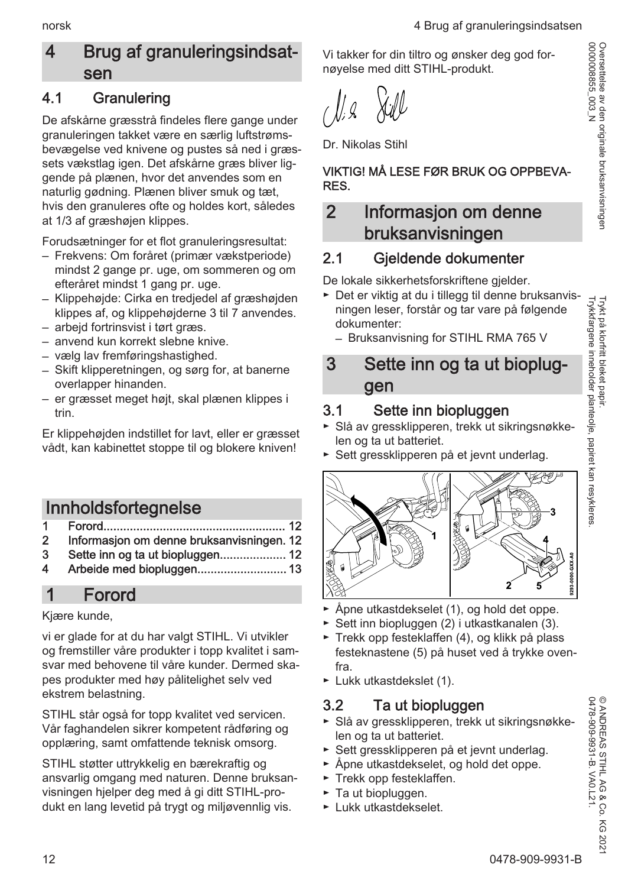# 4 Brug af granuleringsindsatsen

## 4.1 Granulering

De afskårne græsstrå findeles flere gange under granuleringen takket være en særlig luftstrømsbevægelse ved knivene og pustes så ned i græssets vækstlag igen. Det afskårne græs bliver liggende på plænen, hvor det anvendes som en naturlig gødning. Plænen bliver smuk og tæt, hvis den granuleres ofte og holdes kort, således at 1/3 af græshøjen klippes.

Forudsætninger for et flot granuleringsresultat:

- Frekvens: Om foråret (primær vækstperiode) mindst 2 gange pr. uge, om sommeren og om efteråret mindst 1 gang pr. uge.
- Klippehøjde: Cirka en tredjedel af græshøjden klippes af, og klippehøjderne 3 til 7 anvendes.
- arbejd fortrinsvist i tørt græs.
- anvend kun korrekt slebne knive.
- vælg lav fremføringshastighed.
- Skift klipperetningen, og sørg for, at banerne overlapper hinanden.
- er græsset meget højt, skal plænen klippes i trin.

Er klippehøjden indstillet for lavt, eller er græsset vådt, kan kabinettet stoppe til og blokere kniven!

# Innholdsfortegnelse

1 Forord ........ 12
2 Informasjon om denne bruksanvisningen. 12
3 Sette inn og ta ut biopluggen ........ 12
4 Arbeide med biopluggen ........ 13

# 1 Forord

Kjære kunde,

vi er glade for at du har valgt STIHL. Vi utvikler og fremstiller våre produkter i topp kvalitet i samsvar med behovene til våre kunder. Dermed skapes produkter med høy pålitelighet selv ved ekstrem belastning.

STIHL står også for topp kvalitet ved servicen. Vår faghandelen sikrer kompetent rådføring og opplæring, samt omfattende teknisk omsorg.

STIHL støtter uttrykkelig en bærekraftig og ansvarlig omgang med naturen. Denne bruksanvisningen hjelper deg med å gi ditt STIHL-produkt en lang levetid på trygt og miljøvennlig vis.

Vi takker for din tiltro og ønsker deg god fornøyelse med ditt STIHL-produkt.

Dr. Nikolas Stihl

**VIKTIG! MÅ LESE FØR BRUK OG OPPBEVARES.**

# 2 Informasjon om denne bruksanvisningen

## 2.1 Gjeldende dokumenter

De lokale sikkerhetsforskriftene gjelder.

- Det er viktig at du i tillegg til denne bruksanvisningen leser, forstår og tar vare på følgende dokumenter:
  - Bruksanvisning for STIHL RMA 765 V

# 3 Sette inn og ta ut biopluggen

## 3.1 Sette inn biopluggen

- Slå av gressklipperen, trekk ut sikringsnøkkelen og ta ut batteriet.
- Sett gressklipperen på et jevnt underlag.
- Åpne utkastdekselet (1), og hold det oppe.
- Sett inn biopluggen (2) i utkastkanalen (3).
- Trekk opp festeklaffen (4), og klikk på plass festeknastene (5) på huset ved å trykke ovenfra.
- Lukk utkastdekslet (1).

## 3.2 Ta ut biopluggen

- Slå av gressklipperen, trekk ut sikringsnøkkelen og ta ut batteriet.
- Sett gressklipperen på et jevnt underlag.
- Åpne utkastdekselet, og hold det oppe.
- Trekk opp festeklaffen.
- Ta ut biopluggen.
- Lukk utkastdekselet.

Oversettelse av den originale bruksanvisningen
0000008855_003_N

Trykt på klorfritt bleket papir.
Trykkfargene inneholder planteolje, papiret kan resykleres.

© ANDREAS STIHL AG & Co. KG 2021
0478-909-9931-B. VA0.L21.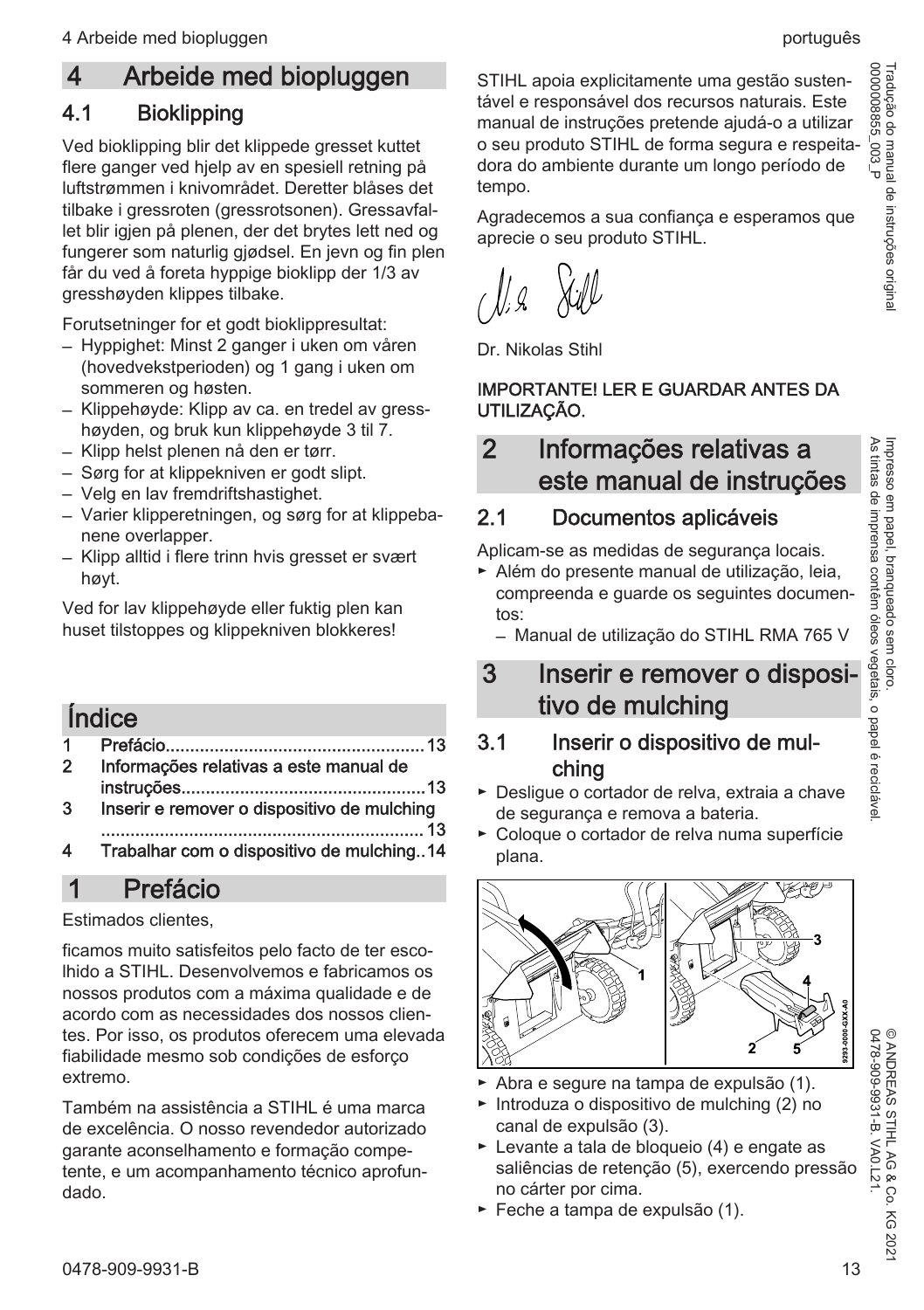# 4 Arbeide med biopluggen

## 4.1 Bioklipping

Ved bioklipping blir det klippede gresset kuttet flere ganger ved hjelp av en spesiell retning på luftstrømmen i knivområdet. Deretter blåses det tilbake i gressroten (gressrotsonen). Gressavfallet blir igjen på plenen, der det brytes lett ned og fungerer som naturlig gjødsel. En jevn og fin plen får du ved å foreta hyppige bioklipp der 1/3 av gresshøyden klippes tilbake.

Forutsetninger for et godt bioklippresultat:

- Hyppighet: Minst 2 ganger i uken om våren (hovedvekstperioden) og 1 gang i uken om sommeren og høsten.
- Klippehøyde: Klipp av ca. en tredel av gresshøyden, og bruk kun klippehøyde 3 til 7.
- Klipp helst plenen nå den er tørr.
- Sørg for at klippekniven er godt slipt.
- Velg en lav fremdriftshastighet.
- Varier klipperetningen, og sørg for at klippebanene overlapper.
- Klipp alltid i flere trinn hvis gresset er svært høyt.

Ved for lav klippehøyde eller fuktig plen kan huset tilstoppes og klippekniven blokkeres!

# Índice

1 Prefácio....................................................13
2 Informações relativas a este manual de instruções.................................................13
3 Inserir e remover o dispositivo de mulching ................................................................ 13
4 Trabalhar com o dispositivo de mulching..14

# 1 Prefácio

Estimados clientes,

ficamos muito satisfeitos pelo facto de ter escolhido a STIHL. Desenvolvemos e fabricamos os nossos produtos com a máxima qualidade e de acordo com as necessidades dos nossos clientes. Por isso, os produtos oferecem uma elevada fiabilidade mesmo sob condições de esforço extremo.

Também na assistência a STIHL é uma marca de excelência. O nosso revendedor autorizado garante aconselhamento e formação competente, e um acompanhamento técnico aprofundado.

STIHL apoia explicitamente uma gestão sustentável e responsável dos recursos naturais. Este manual de instruções pretende ajudá-o a utilizar o seu produto STIHL de forma segura e respeitadora do ambiente durante um longo período de tempo.

Agradecemos a sua confiança e esperamos que aprecie o seu produto STIHL.

Dr. Nikolas Stihl

**IMPORTANTE! LER E GUARDAR ANTES DA UTILIZAÇÃO.**

# 2 Informações relativas a este manual de instruções

## 2.1 Documentos aplicáveis

Aplicam-se as medidas de segurança locais.

► Além do presente manual de utilização, leia, compreenda e guarde os seguintes documentos:
  – Manual de utilização do STIHL RMA 765 V

# 3 Inserir e remover o dispositivo de mulching

## 3.1 Inserir o dispositivo de mulching

► Desligue o cortador de relva, extraia a chave de segurança e remova a bateria.
► Coloque o cortador de relva numa superfície plana.

► Abra e segure na tampa de expulsão (1).
► Introduza o dispositivo de mulching (2) no canal de expulsão (3).
► Levante a tala de bloqueio (4) e engate as saliências de retenção (5), exercendo pressão no cárter por cima.
► Feche a tampa de expulsão (1).

Tradução do manual de instruções original
0000008855_003_P

Impresso em papel, branqueado sem cloro.
As tintas de imprensa contêm óleos vegetais, o papel é reciclável.

© ANDREAS STIHL AG & Co. KG 2021
0478-909-9931-B. VA0.L21.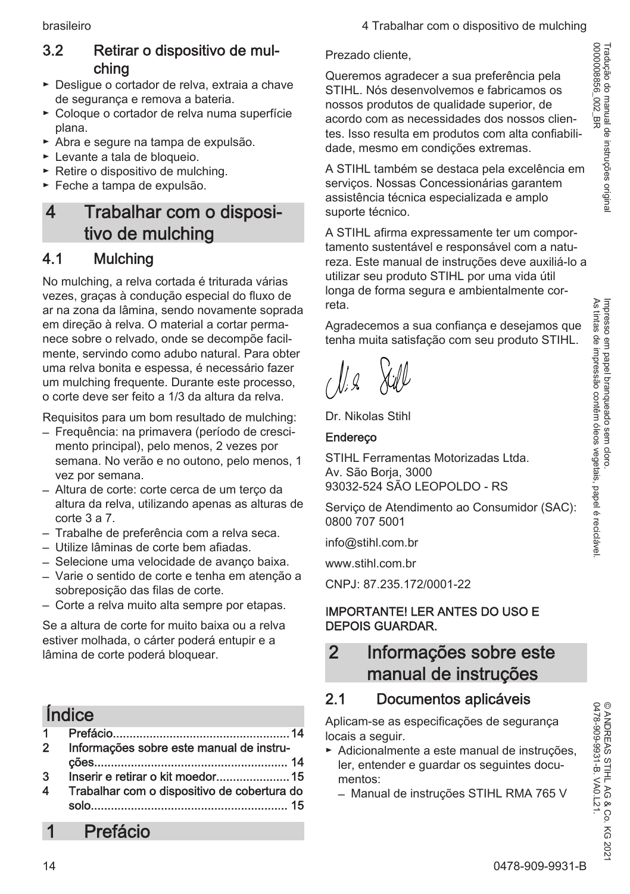### 3.2 Retirar o dispositivo de mulching

- ► Desligue o cortador de relva, extraia a chave de segurança e remova a bateria.
- ► Coloque o cortador de relva numa superfície plana.
- ► Abra e segure na tampa de expulsão.
- ► Levante a tala de bloqueio.
- ► Retire o dispositivo de mulching.
- ► Feche a tampa de expulsão.

## 4 Trabalhar com o dispositivo de mulching

### 4.1 Mulching

No mulching, a relva cortada é triturada várias vezes, graças à condução especial do fluxo de ar na zona da lâmina, sendo novamente soprada em direção à relva. O material a cortar permanece sobre o relvado, onde se decompõe facilmente, servindo como adubo natural. Para obter uma relva bonita e espessa, é necessário fazer um mulching frequente. Durante este processo, o corte deve ser feito a 1/3 da altura da relva.

Requisitos para um bom resultado de mulching:

- Frequência: na primavera (período de crescimento principal), pelo menos, 2 vezes por semana. No verão e no outono, pelo menos, 1 vez por semana.
- Altura de corte: corte cerca de um terço da altura da relva, utilizando apenas as alturas de corte 3 a 7.
- Trabalhe de preferência com a relva seca.
- Utilize lâminas de corte bem afiadas.
- Selecione uma velocidade de avanço baixa.
- Varie o sentido de corte e tenha em atenção a sobreposição das filas de corte.
- Corte a relva muito alta sempre por etapas.

Se a altura de corte for muito baixa ou a relva estiver molhada, o cárter poderá entupir e a lâmina de corte poderá bloquear.

## Índice

| | | |
|---|---|---|
| 1 | Prefácio | 14 |
| 2 | Informações sobre este manual de instruções | 14 |
| 3 | Inserir e retirar o kit moedor | 15 |
| 4 | Trabalhar com o dispositivo de cobertura do solo | 15 |

## 1 Prefácio

Prezado cliente,

Queremos agradecer a sua preferência pela STIHL. Nós desenvolvemos e fabricamos os nossos produtos de qualidade superior, de acordo com as necessidades dos nossos clientes. Isso resulta em produtos com alta confiabilidade, mesmo em condições extremas.

A STIHL também se destaca pela excelência em serviços. Nossas Concessionárias garantem assistência técnica especializada e amplo suporte técnico.

A STIHL afirma expressamente ter um comportamento sustentável e responsável com a natureza. Este manual de instruções deve auxiliá-lo a utilizar seu produto STIHL por uma vida útil longa de forma segura e ambientalmente correta.

Agradecemos a sua confiança e desejamos que tenha muita satisfação com seu produto STIHL.

Dr. Nikolas Stihl

**Endereço**

STIHL Ferramentas Motorizadas Ltda.
Av. São Borja, 3000
93032-524 SÃO LEOPOLDO - RS

Serviço de Atendimento ao Consumidor (SAC): 0800 707 5001

info@stihl.com.br

www.stihl.com.br

CNPJ: 87.235.172/0001-22

**IMPORTANTE! LER ANTES DO USO E DEPOIS GUARDAR.**

## 2 Informações sobre este manual de instruções

### 2.1 Documentos aplicáveis

Aplicam-se as especificações de segurança locais a seguir.

- ► Adicionalmente a este manual de instruções, ler, entender e guardar os seguintes documentos:
  - Manual de instruções STIHL RMA 765 V

Tradução do manual de instruções original
0000008856_002_BR

Impresso em papel branqueado sem cloro.
As tintas de impressão contêm óleos vegetais, papel é reciclável.

© ANDREAS STIHL AG & Co. KG 2021
0478-909-9931-B. VA0.L21.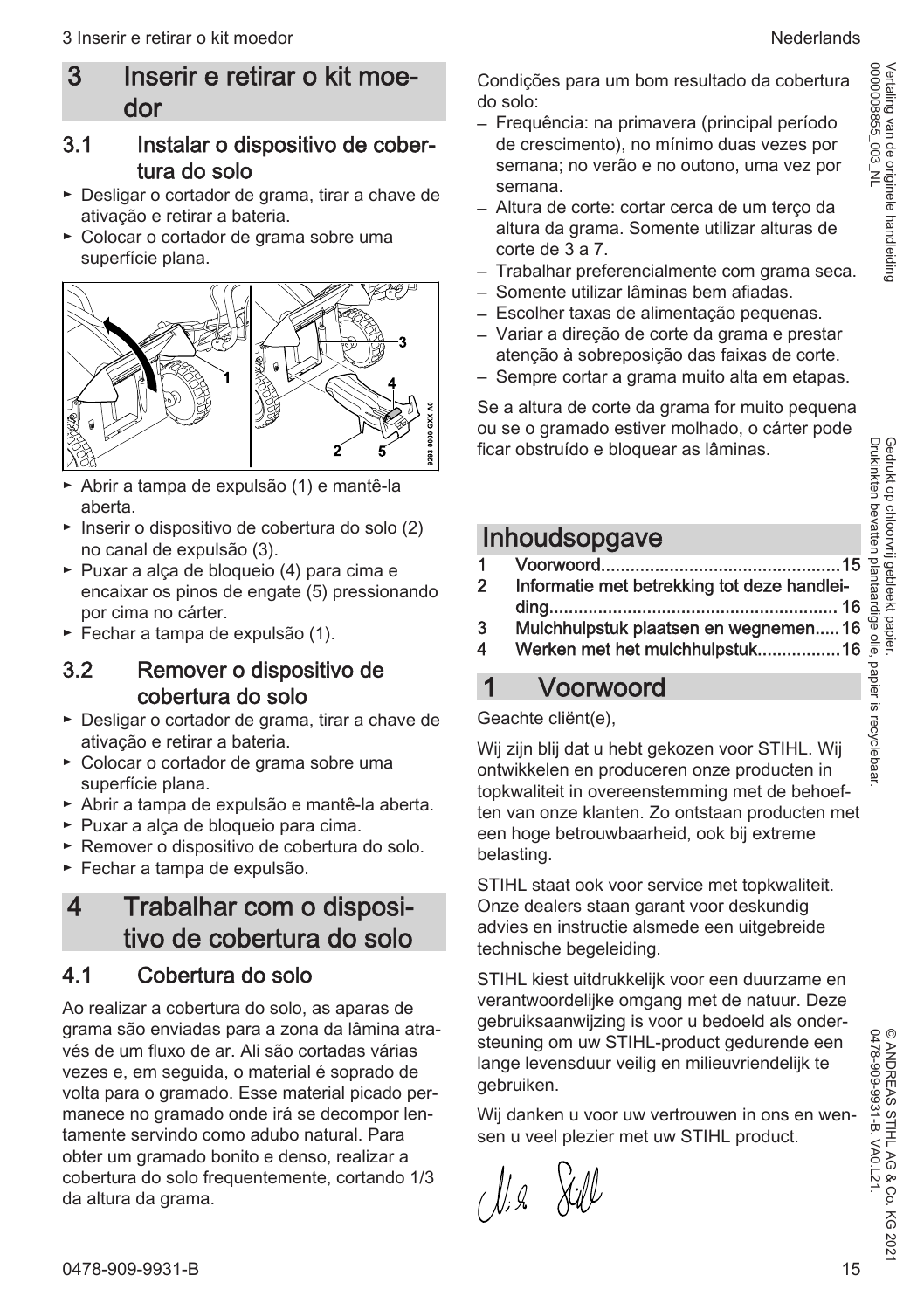## 3 Inserir e retirar o kit moedor

### 3.1 Instalar o dispositivo de cobertura do solo

- Desligar o cortador de grama, tirar a chave de ativação e retirar a bateria.
- Colocar o cortador de grama sobre uma superfície plana.

- Abrir a tampa de expulsão (1) e mantê-la aberta.
- Inserir o dispositivo de cobertura do solo (2) no canal de expulsão (3).
- Puxar a alça de bloqueio (4) para cima e encaixar os pinos de engate (5) pressionando por cima no cárter.
- Fechar a tampa de expulsão (1).

### 3.2 Remover o dispositivo de cobertura do solo

- Desligar o cortador de grama, tirar a chave de ativação e retirar a bateria.
- Colocar o cortador de grama sobre uma superfície plana.
- Abrir a tampa de expulsão e mantê-la aberta.
- Puxar a alça de bloqueio para cima.
- Remover o dispositivo de cobertura do solo.
- Fechar a tampa de expulsão.

## 4 Trabalhar com o dispositivo de cobertura do solo

### 4.1 Cobertura do solo

Ao realizar a cobertura do solo, as aparas de grama são enviadas para a zona da lâmina através de um fluxo de ar. Ali são cortadas várias vezes e, em seguida, o material é soprado de volta para o gramado. Esse material picado permanece no gramado onde irá se decompor lentamente servindo como adubo natural. Para obter um gramado bonito e denso, realizar a cobertura do solo frequentemente, cortando 1/3 da altura da grama.

Condições para um bom resultado da cobertura do solo:

- Frequência: na primavera (principal período de crescimento), no mínimo duas vezes por semana; no verão e no outono, uma vez por semana.
- Altura de corte: cortar cerca de um terço da altura da grama. Somente utilizar alturas de corte de 3 a 7.
- Trabalhar preferencialmente com grama seca.
- Somente utilizar lâminas bem afiadas.
- Escolher taxas de alimentação pequenas.
- Variar a direção de corte da grama e prestar atenção à sobreposição das faixas de corte.
- Sempre cortar a grama muito alta em etapas.

Se a altura de corte da grama for muito pequena ou se o gramado estiver molhado, o cárter pode ficar obstruído e bloquear as lâminas.

# Inhoudsopgave

1 Voorwoord....15
2 Informatie met betrekking tot deze handleiding.... 16
3 Mulchhulpstuk plaatsen en wegnemen.....16
4 Werken met het mulchhulpstuk.....16

## 1 Voorwoord

Geachte cliënt(e),

Wij zijn blij dat u hebt gekozen voor STIHL. Wij ontwikkelen en produceren onze producten in topkwaliteit in overeenstemming met de behoeften van onze klanten. Zo ontstaan producten met een hoge betrouwbaarheid, ook bij extreme belasting.

STIHL staat ook voor service met topkwaliteit. Onze dealers staan garant voor deskundig advies en instructie alsmede een uitgebreide technische begeleiding.

STIHL kiest uitdrukkelijk voor een duurzame en verantwoordelijke omgang met de natuur. Deze gebruiksaanwijzing is voor u bedoeld als ondersteuning om uw STIHL-product gedurende een lange levensduur veilig en milieuvriendelijk te gebruiken.

Wij danken u voor uw vertrouwen in ons en wensen u veel plezier met uw STIHL product.

Vertaling van de originele handleiding
0000008855_003_NL

Gedrukt op chloorvrij gebleekt papier.
Drukinkten bevatten plantaardige olie, papier is recyclebaar.

© ANDREAS STIHL AG & Co. KG 2021
0478-909-9931-B. VA0.L21.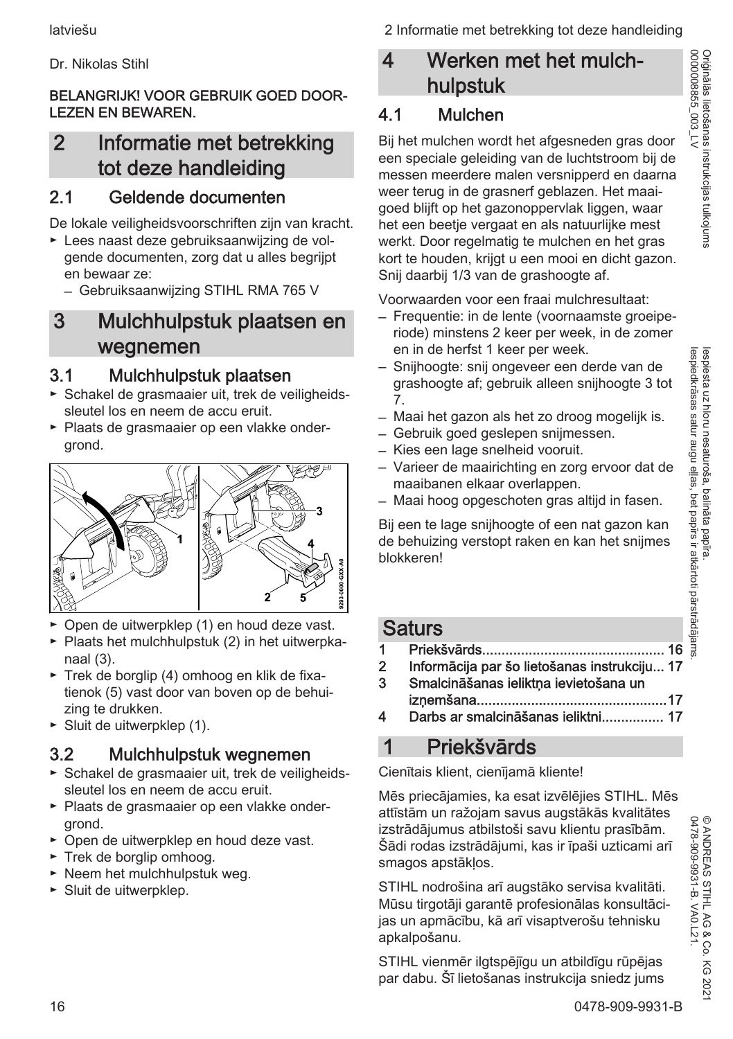latviešu

Dr. Nikolas Stihl

**BELANGRIJK! VOOR GEBRUIK GOED DOORLEZEN EN BEWAREN.**

# 2 Informatie met betrekking tot deze handleiding

## 2.1 Geldende documenten

De lokale veiligheidsvoorschriften zijn van kracht.

- ► Lees naast deze gebruiksaanwijzing de volgende documenten, zorg dat u alles begrijpt en bewaar ze:
  - – Gebruiksaanwijzing STIHL RMA 765 V

# 3 Mulchhulpstuk plaatsen en wegnemen

## 3.1 Mulchhulpstuk plaatsen

- ► Schakel de grasmaaier uit, trek de veiligheidssleutel los en neem de accu eruit.
- ► Plaats de grasmaaier op een vlakke ondergrond.

- ► Open de uitwerpklep (1) en houd deze vast.
- ► Plaats het mulchhulpstuk (2) in het uitwerpkanaal (3).
- ► Trek de borglip (4) omhoog en klik de fixatienok (5) vast door van boven op de behuizing te drukken.
- ► Sluit de uitwerpklep (1).

## 3.2 Mulchhulpstuk wegnemen

- ► Schakel de grasmaaier uit, trek de veiligheidssleutel los en neem de accu eruit.
- ► Plaats de grasmaaier op een vlakke ondergrond.
- ► Open de uitwerpklep en houd deze vast.
- ► Trek de borglip omhoog.
- ► Neem het mulchhulpstuk weg.
- ► Sluit de uitwerpklep.

# 4 Werken met het mulchhulpstuk

## 4.1 Mulchen

Bij het mulchen wordt het afgesneden gras door een speciale geleiding van de luchtstroom bij de messen meerdere malen versnipperd en daarna weer terug in de grasnerf geblazen. Het maaigoed blijft op het gazonoppervlak liggen, waar het een beetje vergaat en als natuurlijke mest werkt. Door regelmatig te mulchen en het gras kort te houden, krijgt u een mooi en dicht gazon. Snij daarbij 1/3 van de grashoogte af.

Voorwaarden voor een fraai mulchresultaat:

- – Frequentie: in de lente (voornaamste groeiperiode) minstens 2 keer per week, in de zomer en in de herfst 1 keer per week.
- – Snijhoogte: snij ongeveer een derde van de grashoogte af; gebruik alleen snijhoogte 3 tot 7.
- – Maai het gazon als het zo droog mogelijk is.
- – Gebruik goed geslepen snijmessen.
- – Kies een lage snelheid vooruit.
- – Varieer de maairichting en zorg ervoor dat de maaibanen elkaar overlappen.
- – Maai hoog opgeschoten gras altijd in fasen.

Bij een te lage snijhoogte of een nat gazon kan de behuizing verstopt raken en kan het snijmes blokkeren!

# Saturs

1 Priekšvārds ... 16
2 Informācija par šo lietošanas instrukciju ... 17
3 Smalcināšanas ieliktņa ievietošana un izņemšana ... 17
4 Darbs ar smalcināšanas ieliktni ... 17

# 1 Priekšvārds

Cienītais klient, cienījamā kliente!

Mēs priecājamies, ka esat izvēlējies STIHL. Mēs attīstām un ražojam savus augstākās kvalitātes izstrādājumus atbilstoši savu klientu prasībām. Šādi rodas izstrādājumi, kas ir īpaši uzticami arī smagos apstākļos.

STIHL nodrošina arī augstāko servisa kvalitāti. Mūsu tirgotāji garantē profesionālas konsultācijas un apmācību, kā arī visaptverošu tehnisku apkalpošanu.

STIHL vienmēr ilgtspējīgu un atbildīgu rūpējas par dabu. Šī lietošanas instrukcija sniedz jums

Oriģinālās lietošanas instrukcijas tulkojums
0000008855_003_LV

Iespiesta uz hloru nesaturoša, balināta papīra.
Iespiedkrāsas satur augu eļļas, bet papīrs ir atkārtoti pārstrādājams.

© ANDREAS STIHL AG & Co. KG 2021
0478-909-9931-B. VA0.L21.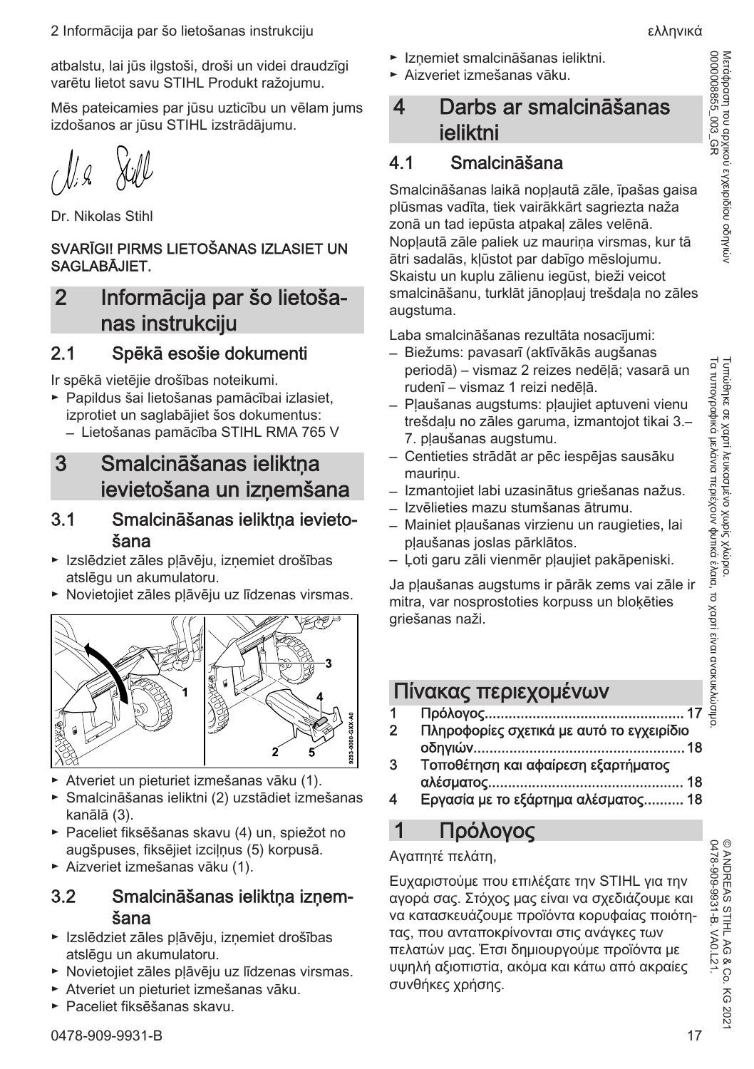atbalstu, lai jūs ilgstoši, droši un videi draudzīgi varētu lietot savu STIHL Produkt ražojumu.

Mēs pateicamies par jūsu uzticību un vēlam jums izdošanos ar jūsu STIHL izstrādājumu.

Dr. Nikolas Stihl

**SVARĪGI! PIRMS LIETOŠANAS IZLASIET UN SAGLABĀJIET.**

## 2 Informācija par šo lietošanas instrukciju

### 2.1 Spēkā esošie dokumenti

Ir spēkā vietējie drošības noteikumi.

- ► Papildus šai lietošanas pamācībai izlasiet, izprotiet un saglabājiet šos dokumentus:
  - – Lietošanas pamācība STIHL RMA 765 V

## 3 Smalcināšanas ieliktņa ievietošana un izņemšana

### 3.1 Smalcināšanas ieliktņa ievietošana

- ► Izslēdziet zāles pļāvēju, izņemiet drošības atslēgu un akumulatoru.
- ► Novietojiet zāles pļāvēju uz līdzenas virsmas.

- ► Atveriet un pieturiet izmešanas vāku (1).
- ► Smalcināšanas ieliktni (2) uzstādiet izmešanas kanālā (3).
- ► Paceliet fiksēšanas skavu (4) un, spiežot no augšpuses, fiksējiet izciļņus (5) korpusā.
- ► Aizveriet izmešanas vāku (1).

### 3.2 Smalcināšanas ieliktņa izņemšana

- ► Izslēdziet zāles pļāvēju, izņemiet drošības atslēgu un akumulatoru.
- ► Novietojiet zāles pļāvēju uz līdzenas virsmas.
- ► Atveriet un pieturiet izmešanas vāku.
- ► Paceliet fiksēšanas skavu.
- ► Izņemiet smalcināšanas ieliktni.
- ► Aizveriet izmešanas vāku.

## 4 Darbs ar smalcināšanas ieliktni

### 4.1 Smalcināšana

Smalcināšanas laikā nopļautā zāle, īpašas gaisa plūsmas vadīta, tiek vairākkārt sagriezta naža zonā un tad iepūsta atpakaļ zāles velēnā. Nopļautā zāle paliek uz mauriņa virsmas, kur tā ātri sadalās, kļūstot par dabīgo mēslojumu. Skaistu un kuplu zālienu iegūst, bieži veicot smalcināšanu, turklāt jānopļauj trešdaļa no zāles augstuma.

Laba smalcināšanas rezultāta nosacījumi:

- – Biežums: pavasarī (aktīvākās augšanas periodā) – vismaz 2 reizes nedēļā; vasarā un rudenī – vismaz 1 reizi nedēļā.
- – Pļaušanas augstums: pļaujiet aptuveni vienu trešdaļu no zāles garuma, izmantojot tikai 3.–7. pļaušanas augstumu.
- – Centieties strādāt ar pēc iespējas sausāku mauriņu.
- – Izmantojiet labi uzasinātus griešanas nažus.
- – Izvēlieties mazu stumšanas ātrumu.
- – Mainiet pļaušanas virzienu un raugieties, lai pļaušanas joslas pārklātos.
- – Ļoti garu zāli vienmēr pļaujiet pakāpeniski.

Ja pļaušanas augstums ir pārāk zems vai zāle ir mitra, var nosprostoties korpuss un bloķēties griešanas naži.

## Πίνακας περιεχομένων

1 Πρόλογος....................................................... 17
2 Πληροφορίες σχετικά με αυτό το εγχειρίδιο οδηγιών....................................................18
3 Τοποθέτηση και αφαίρεση εξαρτήματος αλέσματος................................................. 18
4 Εργασία με το εξάρτημα αλέσματος.......... 18

## 1 Πρόλογος

Αγαπητέ πελάτη,

Ευχαριστούμε που επιλέξατε την STIHL για την αγορά σας. Στόχος μας είναι να σχεδιάζουμε και να κατασκευάζουμε προϊόντα κορυφαίας ποιότητας, που ανταποκρίνονται στις ανάγκες των πελατών μας. Έτσι δημιουργούμε προϊόντα με υψηλή αξιοπιστία, ακόμα και κάτω από ακραίες συνθήκες χρήσης.

Μετάφραση του αρχικού εγχειριδίου οδηγιών
0000008855_003_GR

Τυπώθηκε σε χαρτί λευκασμένο χωρίς χλώριο.
Τα τυπογραφικά μελάνια περιέχουν φυτικά έλαια, το χαρτί είναι ανακυκλώσιμο.

© ANDREAS STIHL AG & Co. KG 2021
0478-909-9931-B. VA0.L21.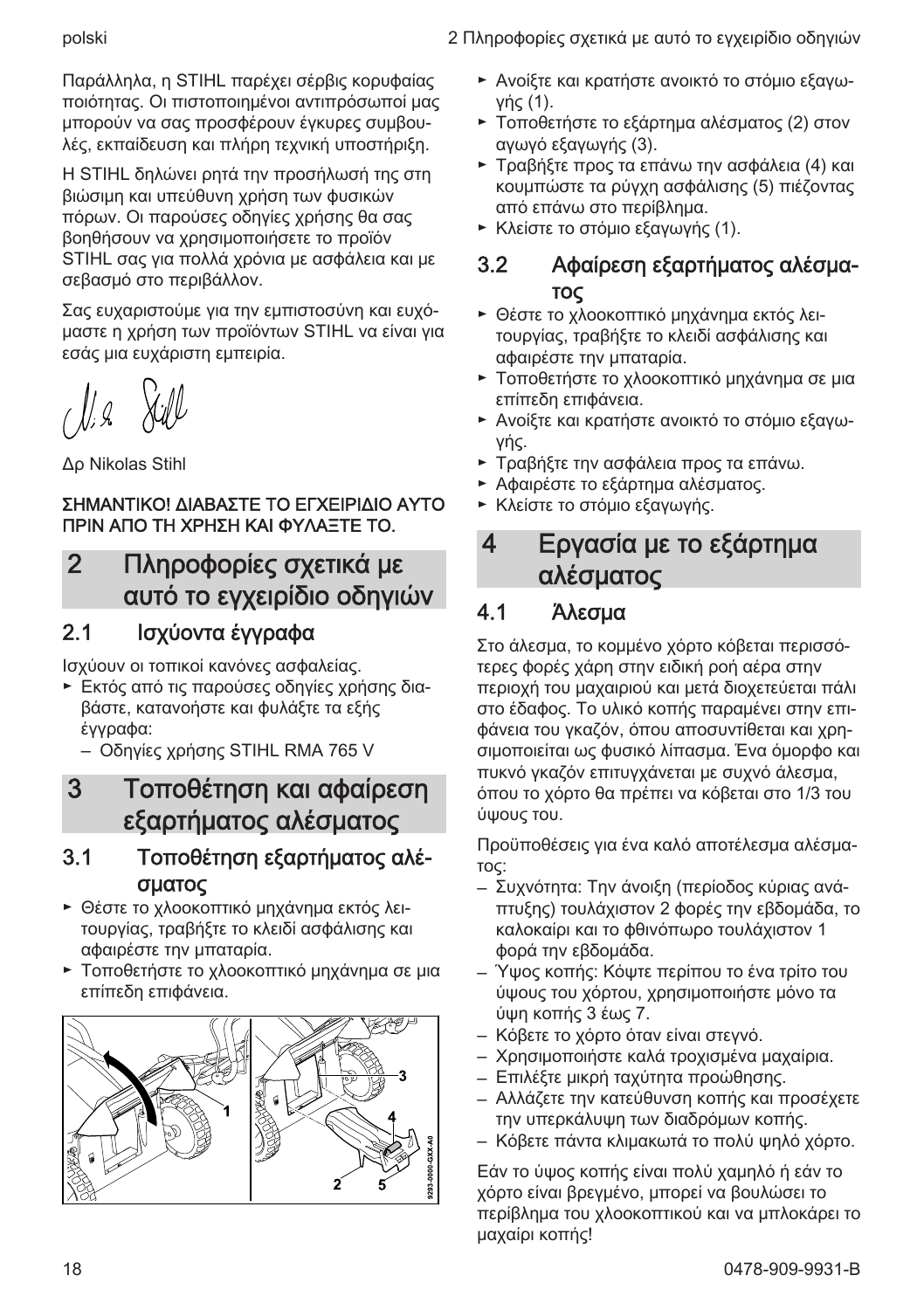Παράλληλα, η STIHL παρέχει σέρβις κορυφαίας ποιότητας. Οι πιστοποιημένοι αντιπρόσωποί μας μπορούν να σας προσφέρουν έγκυρες συμβουλές, εκπαίδευση και πλήρη τεχνική υποστήριξη.

Η STIHL δηλώνει ρητά την προσήλωσή της στη βιώσιμη και υπεύθυνη χρήση των φυσικών πόρων. Οι παρούσες οδηγίες χρήσης θα σας βοηθήσουν να χρησιμοποιήσετε το προϊόν STIHL σας για πολλά χρόνια με ασφάλεια και με σεβασμό στο περιβάλλον.

Σας ευχαριστούμε για την εμπιστοσύνη και ευχόμαστε η χρήση των προϊόντων STIHL να είναι για εσάς μια ευχάριστη εμπειρία.

Δρ Nikolas Stihl

**ΣΗΜΑΝΤΙΚΟ! ΔΙΑΒΑΣΤΕ ΤΟ ΕΓΧΕΙΡΙΔΙΟ ΑΥΤΟ ΠΡΙΝ ΑΠΟ ΤΗ ΧΡΗΣΗ ΚΑΙ ΦΥΛΑΞΤΕ ΤΟ.**

# 2 Πληροφορίες σχετικά με αυτό το εγχειρίδιο οδηγιών

## 2.1 Ισχύοντα έγγραφα

Ισχύουν οι τοπικοί κανόνες ασφαλείας.

- ► Εκτός από τις παρούσες οδηγίες χρήσης διαβάστε, κατανοήστε και φυλάξτε τα εξής έγγραφα:
  - Οδηγίες χρήσης STIHL RMA 765 V

# 3 Τοποθέτηση και αφαίρεση εξαρτήματος αλέσματος

## 3.1 Τοποθέτηση εξαρτήματος αλέσματος

- ► Θέστε το χλοοκοπτικό μηχάνημα εκτός λειτουργίας, τραβήξτε το κλειδί ασφάλισης και αφαιρέστε την μπαταρία.
- ► Τοποθετήστε το χλοοκοπτικό μηχάνημα σε μια επίπεδη επιφάνεια.
- ► Ανοίξτε και κρατήστε ανοικτό το στόμιο εξαγωγής (1).
- ► Τοποθετήστε το εξάρτημα αλέσματος (2) στον αγωγό εξαγωγής (3).
- ► Τραβήξτε προς τα επάνω την ασφάλεια (4) και κουμπώστε τα ρύγχη ασφάλισης (5) πιέζοντας από επάνω στο περίβλημα.
- ► Κλείστε το στόμιο εξαγωγής (1).

## 3.2 Αφαίρεση εξαρτήματος αλέσματος

- ► Θέστε το χλοοκοπτικό μηχάνημα εκτός λειτουργίας, τραβήξτε το κλειδί ασφάλισης και αφαιρέστε την μπαταρία.
- ► Τοποθετήστε το χλοοκοπτικό μηχάνημα σε μια επίπεδη επιφάνεια.
- ► Ανοίξτε και κρατήστε ανοικτό το στόμιο εξαγωγής.
- ► Τραβήξτε την ασφάλεια προς τα επάνω.
- ► Αφαιρέστε το εξάρτημα αλέσματος.
- ► Κλείστε το στόμιο εξαγωγής.

# 4 Εργασία με το εξάρτημα αλέσματος

## 4.1 Άλεσμα

Στο άλεσμα, το κομμένο χόρτο κόβεται περισσότερες φορές χάρη στην ειδική ροή αέρα στην περιοχή του μαχαιριού και μετά διοχετεύεται πάλι στο έδαφος. Το υλικό κοπής παραμένει στην επιφάνεια του γκαζόν, όπου αποσυντίθεται και χρησιμοποιείται ως φυσικό λίπασμα. Ένα όμορφο και πυκνό γκαζόν επιτυγχάνεται με συχνό άλεσμα, όπου το χόρτο θα πρέπει να κόβεται στο 1/3 του ύψους του.

Προϋποθέσεις για ένα καλό αποτέλεσμα αλέσματος:

- Συχνότητα: Την άνοιξη (περίοδος κύριας ανάπτυξης) τουλάχιστον 2 φορές την εβδομάδα, το καλοκαίρι και το φθινόπωρο τουλάχιστον 1 φορά την εβδομάδα.
- Ύψος κοπής: Κόψτε περίπου το ένα τρίτο του ύψους του χόρτου, χρησιμοποιήστε μόνο τα ύψη κοπής 3 έως 7.
- Κόβετε το χόρτο όταν είναι στεγνό.
- Χρησιμοποιήστε καλά τροχισμένα μαχαίρια.
- Επιλέξτε μικρή ταχύτητα προώθησης.
- Αλλάζετε την κατεύθυνση κοπής και προσέχετε την υπερκάλυψη των διαδρόμων κοπής.
- Κόβετε πάντα κλιμακωτά το πολύ ψηλό χόρτο.

Εάν το ύψος κοπής είναι πολύ χαμηλό ή εάν το χόρτο είναι βρεγμένο, μπορεί να βουλώσει το περίβλημα του χλοοκοπτικού και να μπλοκάρει το μαχαίρι κοπής!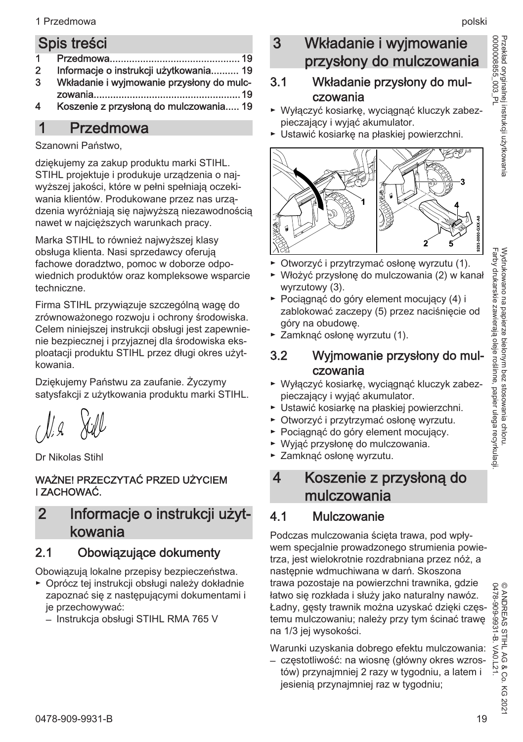# Spis treści

1 Przedmowa........................................ 19
2 Informacje o instrukcji użytkowania.......... 19
3 Wkładanie i wyjmowanie przysłony do mulczowania.................................................19
4 Koszenie z przysłoną do mulczowania..... 19

# 1 Przedmowa

Szanowni Państwo,

dziękujemy za zakup produktu marki STIHL. STIHL projektuje i produkuje urządzenia o najwyższej jakości, które w pełni spełniają oczekiwania klientów. Produkowane przez nas urządzenia wyróżniają się najwyższą niezawodnością nawet w najcięższych warunkach pracy.

Marka STIHL to również najwyższej klasy obsługa klienta. Nasi sprzedawcy oferują fachowe doradztwo, pomoc w doborze odpowiednich produktów oraz kompleksowe wsparcie techniczne.

Firma STIHL przywiązuje szczególną wagę do zrównoważonego rozwoju i ochrony środowiska. Celem niniejszej instrukcji obsługi jest zapewnienie bezpiecznej i przyjaznej dla środowiska eksploatacji produktu STIHL przez długi okres użytkowania.

Dziękujemy Państwu za zaufanie. Życzymy satysfakcji z użytkowania produktu marki STIHL.

Dr Nikolas Stihl

**WAŻNE! PRZECZYTAĆ PRZED UŻYCIEM I ZACHOWAĆ.**

# 2 Informacje o instrukcji użytkowania

## 2.1 Obowiązujące dokumenty

Obowiązują lokalne przepisy bezpieczeństwa.

- Oprócz tej instrukcji obsługi należy dokładnie zapoznać się z następującymi dokumentami i je przechowywać:
  - Instrukcja obsługi STIHL RMA 765 V

# 3 Wkładanie i wyjmowanie przysłony do mulczowania

## 3.1 Wkładanie przysłony do mulczowania

- Wyłączyć kosiarkę, wyciągnąć kluczyk zabezpieczający i wyjąć akumulator.
- Ustawić kosiarkę na płaskiej powierzchni.

- Otworzyć i przytrzymać osłonę wyrzutu (1).
- Włożyć przysłonę do mulczowania (2) w kanał wyrzutowy (3).
- Pociągnąć do góry element mocujący (4) i zablokować zaczepy (5) przez naciśnięcie od góry na obudowę.
- Zamknąć osłonę wyrzutu (1).

## 3.2 Wyjmowanie przysłony do mulczowania

- Wyłączyć kosiarkę, wyciągnąć kluczyk zabezpieczający i wyjąć akumulator.
- Ustawić kosiarkę na płaskiej powierzchni.
- Otworzyć i przytrzymać osłonę wyrzutu.
- Pociągnąć do góry element mocujący.
- Wyjąć przysłonę do mulczowania.
- Zamknąć osłonę wyrzutu.

# 4 Koszenie z przysłoną do mulczowania

## 4.1 Mulczowanie

Podczas mulczowania ścięta trawa, pod wpływem specjalnie prowadzonego strumienia powietrza, jest wielokrotnie rozdrabniana przez nóż, a następnie wdmuchiwana w darń. Skoszona trawa pozostaje na powierzchni trawnika, gdzie łatwo się rozkłada i służy jako naturalny nawóz. Ładny, gęsty trawnik można uzyskać dzięki częstemu mulczowaniu; należy przy tym ścinać trawę na 1/3 jej wysokości.

Warunki uzyskania dobrego efektu mulczowania:

- częstotliwość: na wiosnę (główny okres wzrostów) przynajmniej 2 razy w tygodniu, a latem i jesienią przynajmniej raz w tygodniu;

Przekład oryginalnej instrukcji użytkowania 0000008855_003_PL

Wydrukowano na papierze bielonym bez stosowania chloru. Farby drukarskie zawierają oleje roślinne, papier ulega recyrkulacji.

© ANDREAS STIHL AG & Co. KG 2021 0478-909-9931-B. VA0.L21.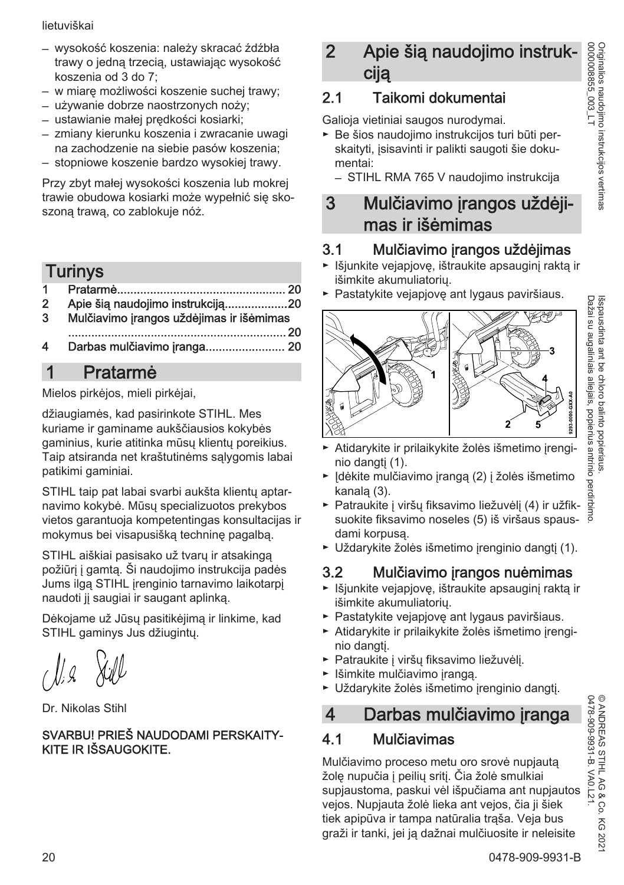lietuviškai

– wysokość koszenia: należy skracać źdźbła trawy o jedną trzecią, ustawiając wysokość koszenia od 3 do 7;
– w miarę możliwości koszenie suchej trawy;
– używanie dobrze naostrzonych noży;
– ustawianie małej prędkości kosiarki;
– zmiany kierunku koszenia i zwracanie uwagi na zachodzenie na siebie pasów koszenia;
– stopniowe koszenie bardzo wysokiej trawy.

Przy zbyt małej wysokości koszenia lub mokrej trawie obudowa kosiarki może wypełnić się skoszoną trawą, co zablokuje nóż.

# Turinys

1 Pratarmė.................................................. 20
2 Apie šią naudojimo instrukciją...................20
3 Mulčiavimo įrangos uždėjimas ir išėmimas ................................................................. 20
4 Darbas mulčiavimo įranga........................ 20

# 1 Pratarmė

Mielos pirkėjos, mieli pirkėjai,

džiaugiamės, kad pasirinkote STIHL. Mes kuriame ir gaminame aukščiausios kokybės gaminius, kurie atitinka mūsų klientų poreikius. Taip atsiranda net kraštutinėms sąlygomis labai patikimi gaminiai.

STIHL taip pat labai svarbi aukšta klientų aptarnavimo kokybė. Mūsų specializuotos prekybos vietos garantuoja kompetentingas konsultacijas ir mokymus bei visapusišką techninę pagalbą.

STIHL aiškiai pasisako už tvarų ir atsakingą požiūrį į gamtą. Ši naudojimo instrukcija padės Jums ilgą STIHL įrenginio tarnavimo laikotarpį naudoti jį saugiai ir saugant aplinką.

Dėkojame už Jūsų pasitikėjimą ir linkime, kad STIHL gaminys Jus džiugintų.

Dr. Nikolas Stihl

**SVARBU! PRIEŠ NAUDODAMI PERSKAITYKITE IR IŠSAUGOKITE.**

# 2 Apie šią naudojimo instrukciją

## 2.1 Taikomi dokumentai

Galioja vietiniai saugos nurodymai.

► Be šios naudojimo instrukcijos turi būti perskaityti, įsisavinti ir palikti saugoti šie dokumentai:
  – STIHL RMA 765 V naudojimo instrukcija

# 3 Mulčiavimo įrangos uždėjimas ir išėmimas

## 3.1 Mulčiavimo įrangos uždėjimas

► Išjunkite vejapjovę, ištraukite apsauginį raktą ir išimkite akumuliatorių.
► Pastatykite vejapjovę ant lygaus paviršiaus.

► Atidarykite ir prilaikykite žolės išmetimo įrenginio dangtį (1).
► Įdėkite mulčiavimo įrangą (2) į žolės išmetimo kanalą (3).
► Patraukite į viršų fiksavimo liežuvėlį (4) ir užfiksuokite fiksavimo noseles (5) iš viršaus spausdami korpusą.
► Uždarykite žolės išmetimo įrenginio dangtį (1).

## 3.2 Mulčiavimo įrangos nuėmimas

► Išjunkite vejapjovę, ištraukite apsauginį raktą ir išimkite akumuliatorių.
► Pastatykite vejapjovę ant lygaus paviršiaus.
► Atidarykite ir prilaikykite žolės išmetimo įrenginio dangtį.
► Patraukite į viršų fiksavimo liežuvėlį.
► Išimkite mulčiavimo įrangą.
► Uždarykite žolės išmetimo įrenginio dangtį.

# 4 Darbas mulčiavimo įranga

## 4.1 Mulčiavimas

Mulčiavimo proceso metu oro srovė nupjautą žolę nupučia į peilių sritį. Čia žolė smulkiai supjaustoma, paskui vėl išpučiama ant nupjautos vejos. Nupjauta žolė lieka ant vejos, čia ji šiek tiek apipūva ir tampa natūralia trąša. Veja bus graži ir tanki, jei ją dažnai mulčiuosite ir neleisite

Originalios naudojimo instrukcijos vertimas 0000008855_003_LT

Išspausdinta ant be chloro balinto popieriaus. Dažai su augaliniais aliejais, popierius antrinio perdirbimo.

© ANDREAS STIHL AG & Co. KG 2021 0478-909-9931-B. VA0.L21.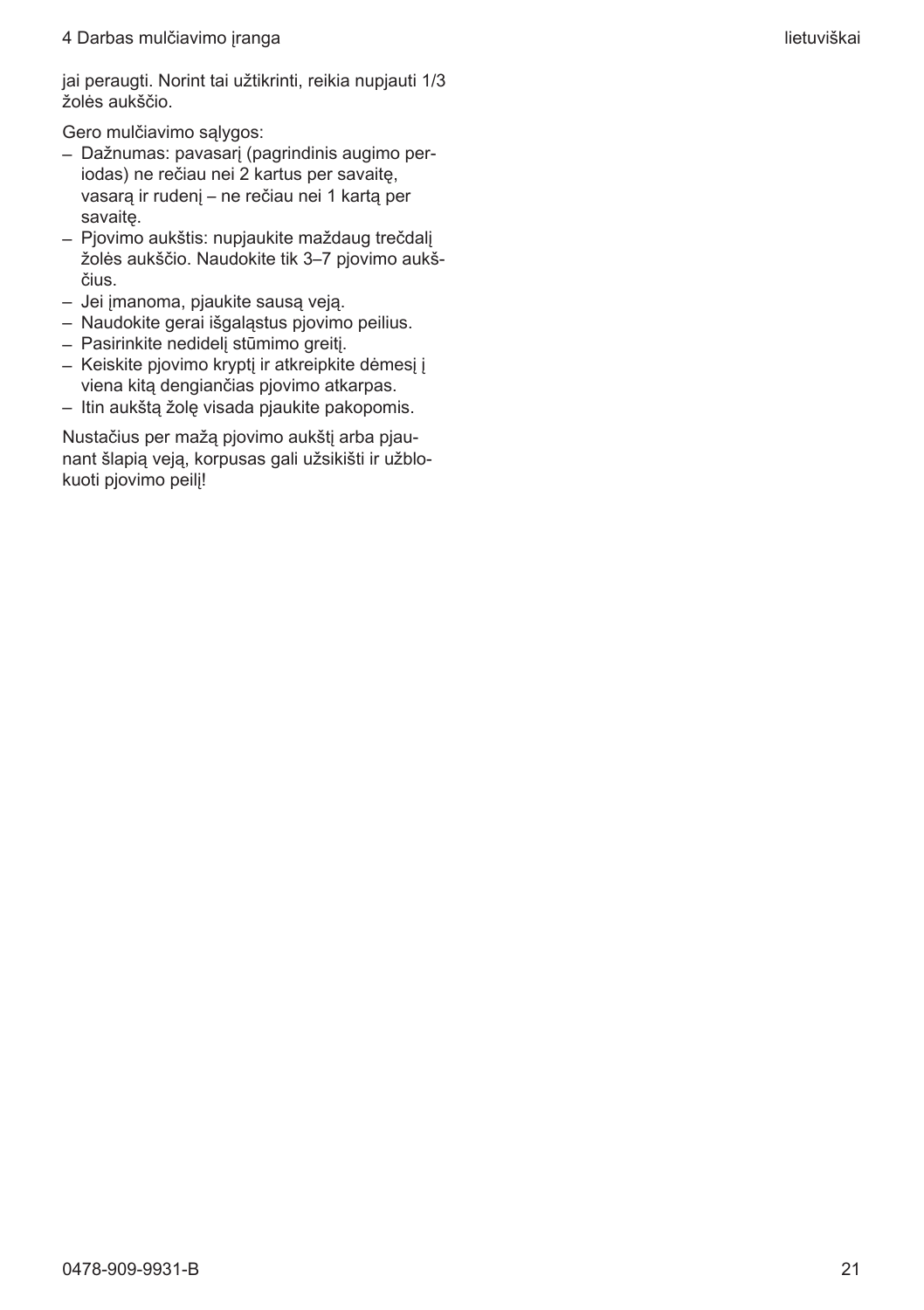jai peraugti. Norint tai užtikrinti, reikia nupjauti 1/3 žolės aukščio.

Gero mulčiavimo sąlygos:

- Dažnumas: pavasarį (pagrindinis augimo periodas) ne rečiau nei 2 kartus per savaitę, vasarą ir rudenį – ne rečiau nei 1 kartą per savaitę.
- Pjovimo aukštis: nupjaukite maždaug trečdalį žolės aukščio. Naudokite tik 3–7 pjovimo aukščius.
- Jei įmanoma, pjaukite sausą veją.
- Naudokite gerai išgaląstus pjovimo peilius.
- Pasirinkite nedidelį stūmimo greitį.
- Keiskite pjovimo kryptį ir atkreipkite dėmesį į viena kitą dengiančias pjovimo atkarpas.
- Itin aukštą žolę visada pjaukite pakopomis.

Nustačius per mažą pjovimo aukštį arba pjaunant šlapią veją, korpusas gali užsikišti ir užblokuoti pjovimo peilį!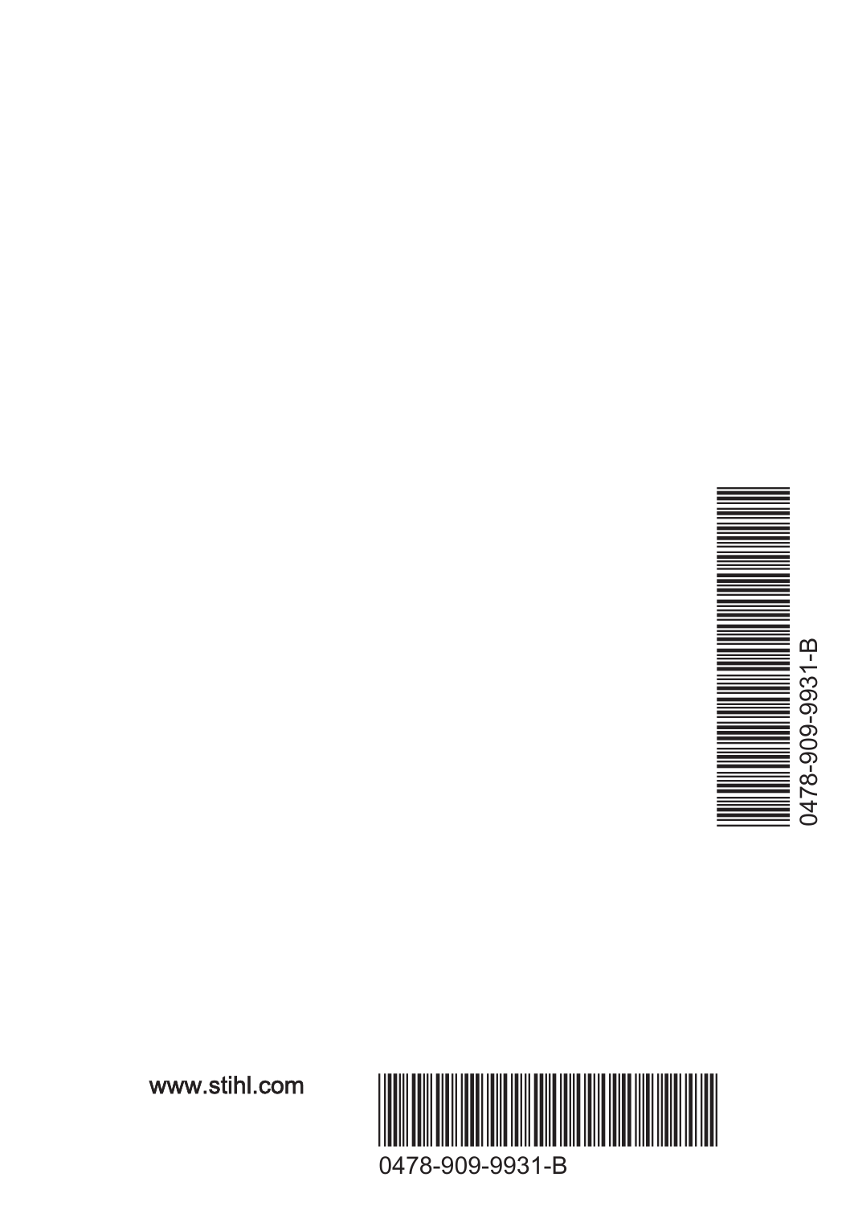0478-909-9931-B

www.stihl.com

0478-909-9931-B